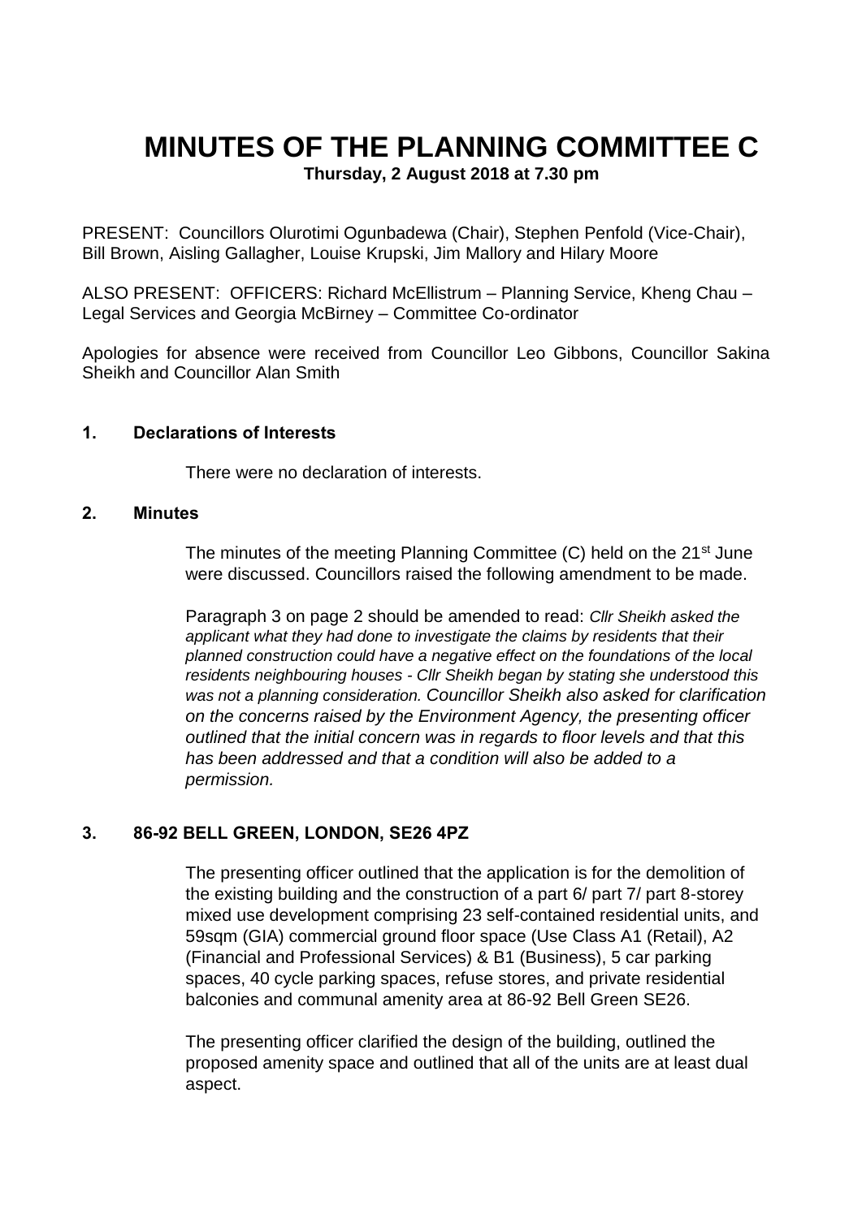# MINUTES OF THE PLANNING COMMITTEE C

**Thursday, 2 August 2018 at 7.30 pm**

PRESENT: Councillors Olurotimi Ogunbadewa (Chair), Stephen Penfold (Vice-Chair), Bill Brown, Aisling Gallagher, Louise Krupski, Jim Mallory and Hilary Moore

ALSO PRESENT: OFFICERS: Richard McEllistrum – Planning Service, Kheng Chau – Legal Services and Georgia McBirney – Committee Co-ordinator

Apologies for absence were received from Councillor Leo Gibbons, Councillor Sakina Sheikh and Councillor Alan Smith

## 1. Declarations of Interests

There were no declaration of interests.

## 2. Minutes

The minutes of the meeting Planning Committee (C) held on the 21st June were discussed. Councillors raised the following amendment to be made.

Paragraph 3 on page 2 should be amended to read: *Cllr Sheikh asked the applicant what they had done to investigate the claims by residents that their planned construction could have a negative effect on the foundations of the local residents neighbouring houses - Cllr Sheikh began by stating she understood this was not a planning consideration. Councillor Sheikh also asked for clarification on the concerns raised by the Environment Agency, the presenting officer outlined that the initial concern was in regards to floor levels and that this has been addressed and that a condition will also be added to a permission.*

## 3. 86-92 BELL GREEN, LONDON, SE26 4PZ

The presenting officer outlined that the application is for the demolition of the existing building and the construction of a part 6/ part 7/ part 8-storey mixed use development comprising 23 self-contained residential units, and 59sqm (GIA) commercial ground floor space (Use Class A1 (Retail), A2 (Financial and Professional Services) & B1 (Business), 5 car parking spaces, 40 cycle parking spaces, refuse stores, and private residential balconies and communal amenity area at 86-92 Bell Green SE26.

The presenting officer clarified the design of the building, outlined the proposed amenity space and outlined that all of the units are at least dual aspect.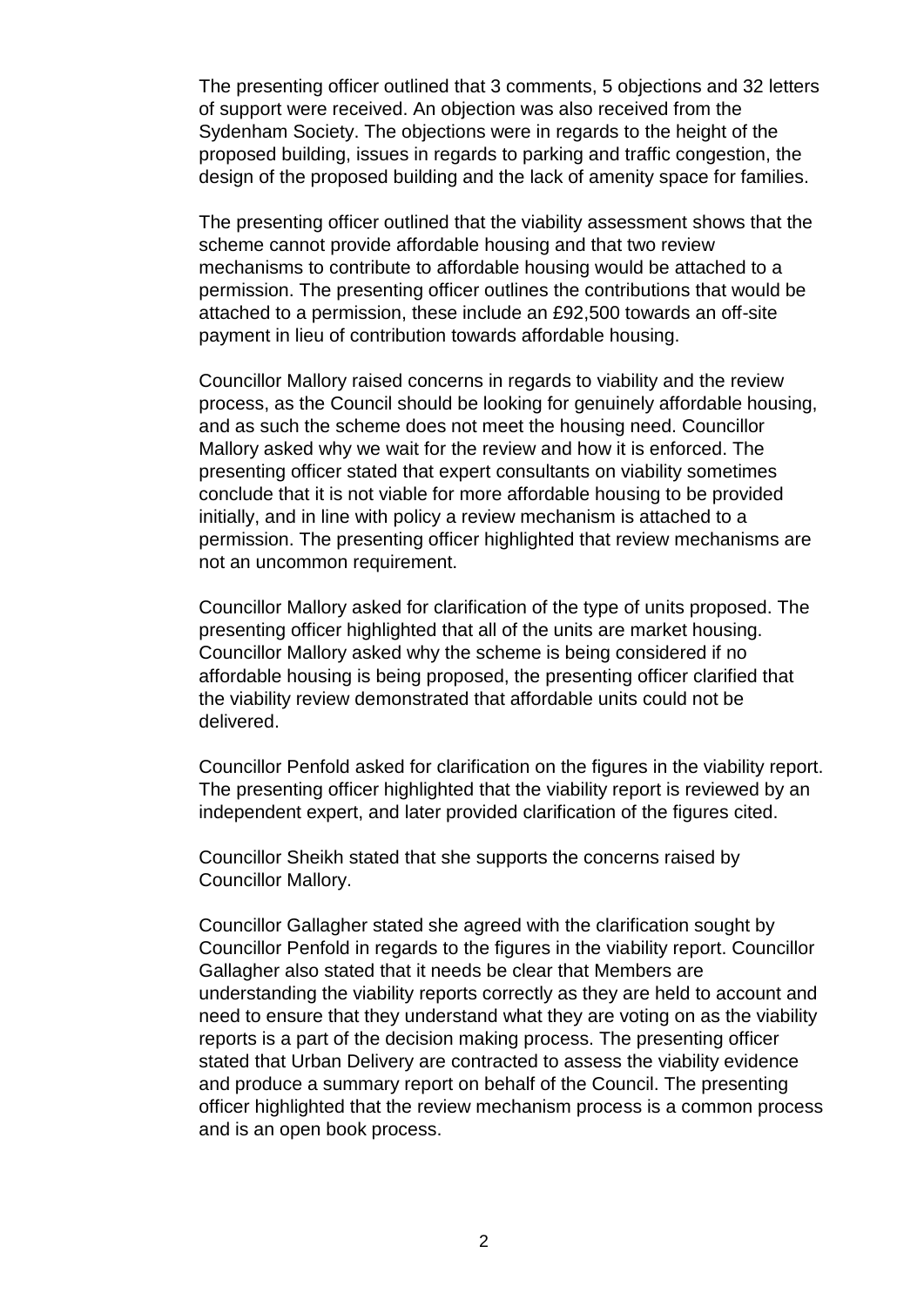The presenting officer outlined that 3 comments, 5 objections and 32 letters of support were received. An objection was also received from the Sydenham Society. The objections were in regards to the height of the proposed building, issues in regards to parking and traffic congestion, the design of the proposed building and the lack of amenity space for families.

The presenting officer outlined that the viability assessment shows that the scheme cannot provide affordable housing and that two review mechanisms to contribute to affordable housing would be attached to a permission. The presenting officer outlines the contributions that would be attached to a permission, these include an £92,500 towards an off-site payment in lieu of contribution towards affordable housing.

Councillor Mallory raised concerns in regards to viability and the review process, as the Council should be looking for genuinely affordable housing, and as such the scheme does not meet the housing need. Councillor Mallory asked why we wait for the review and how it is enforced. The presenting officer stated that expert consultants on viability sometimes conclude that it is not viable for more affordable housing to be provided initially, and in line with policy a review mechanism is attached to a permission. The presenting officer highlighted that review mechanisms are not an uncommon requirement.

Councillor Mallory asked for clarification of the type of units proposed. The presenting officer highlighted that all of the units are market housing. Councillor Mallory asked why the scheme is being considered if no affordable housing is being proposed, the presenting officer clarified that the viability review demonstrated that affordable units could not be delivered.

Councillor Penfold asked for clarification on the figures in the viability report. The presenting officer highlighted that the viability report is reviewed by an independent expert, and later provided clarification of the figures cited.

Councillor Sheikh stated that she supports the concerns raised by Councillor Mallory.

Councillor Gallagher stated she agreed with the clarification sought by Councillor Penfold in regards to the figures in the viability report. Councillor Gallagher also stated that it needs be clear that Members are understanding the viability reports correctly as they are held to account and need to ensure that they understand what they are voting on as the viability reports is a part of the decision making process. The presenting officer stated that Urban Delivery are contracted to assess the viability evidence and produce a summary report on behalf of the Council. The presenting officer highlighted that the review mechanism process is a common process and is an open book process.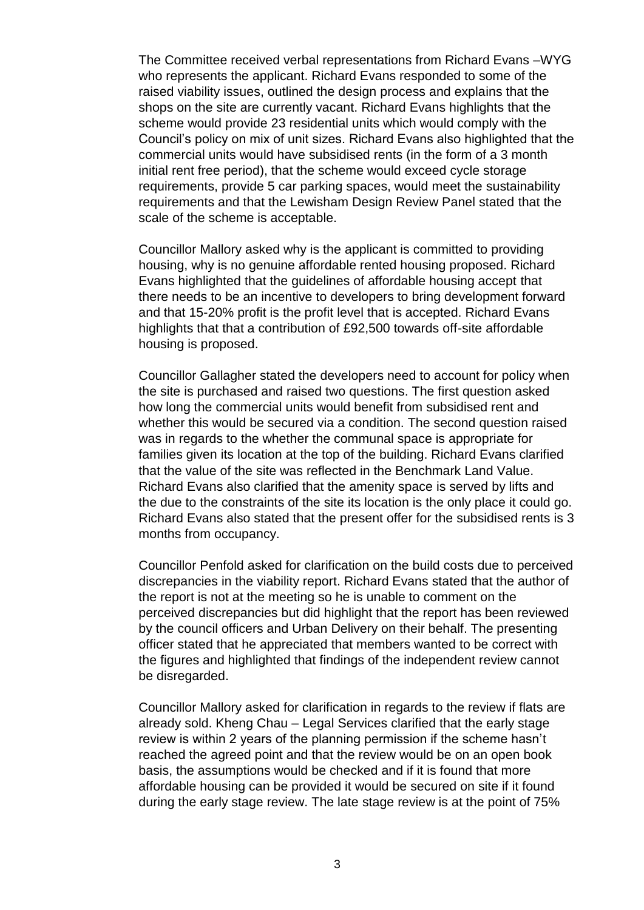The Committee received verbal representations from Richard Evans –WYG who represents the applicant. Richard Evans responded to some of the raised viability issues, outlined the design process and explains that the shops on the site are currently vacant. Richard Evans highlights that the scheme would provide 23 residential units which would comply with the Council's policy on mix of unit sizes. Richard Evans also highlighted that the commercial units would have subsidised rents (in the form of a 3 month initial rent free period), that the scheme would exceed cycle storage requirements, provide 5 car parking spaces, would meet the sustainability requirements and that the Lewisham Design Review Panel stated that the scale of the scheme is acceptable.

Councillor Mallory asked why is the applicant is committed to providing housing, why is no genuine affordable rented housing proposed. Richard Evans highlighted that the guidelines of affordable housing accept that there needs to be an incentive to developers to bring development forward and that 15-20% profit is the profit level that is accepted. Richard Evans highlights that that a contribution of £92,500 towards off-site affordable housing is proposed.

Councillor Gallagher stated the developers need to account for policy when the site is purchased and raised two questions. The first question asked how long the commercial units would benefit from subsidised rent and whether this would be secured via a condition. The second question raised was in regards to the whether the communal space is appropriate for families given its location at the top of the building. Richard Evans clarified that the value of the site was reflected in the Benchmark Land Value. Richard Evans also clarified that the amenity space is served by lifts and the due to the constraints of the site its location is the only place it could go. Richard Evans also stated that the present offer for the subsidised rents is 3 months from occupancy.

Councillor Penfold asked for clarification on the build costs due to perceived discrepancies in the viability report. Richard Evans stated that the author of the report is not at the meeting so he is unable to comment on the perceived discrepancies but did highlight that the report has been reviewed by the council officers and Urban Delivery on their behalf. The presenting officer stated that he appreciated that members wanted to be correct with the figures and highlighted that findings of the independent review cannot be disregarded.

Councillor Mallory asked for clarification in regards to the review if flats are already sold. Kheng Chau – Legal Services clarified that the early stage review is within 2 years of the planning permission if the scheme hasn't reached the agreed point and that the review would be on an open book basis, the assumptions would be checked and if it is found that more affordable housing can be provided it would be secured on site if it found during the early stage review. The late stage review is at the point of 75%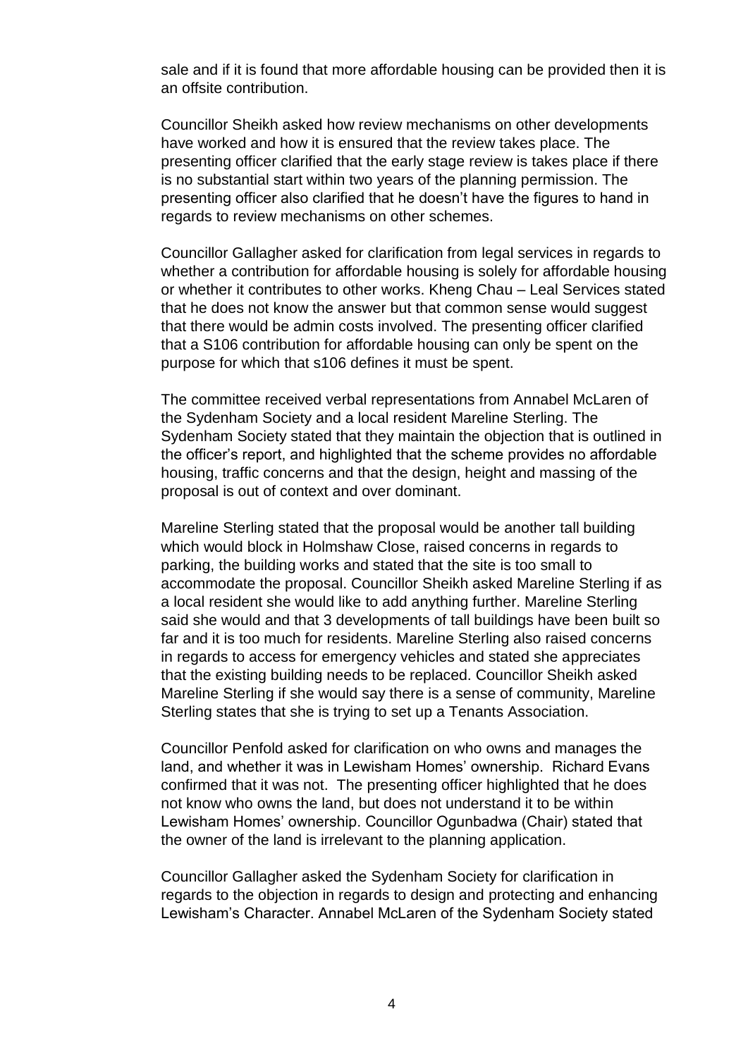sale and if it is found that more affordable housing can be provided then it is an offsite contribution.

Councillor Sheikh asked how review mechanisms on other developments have worked and how it is ensured that the review takes place. The presenting officer clarified that the early stage review is takes place if there is no substantial start within two years of the planning permission. The presenting officer also clarified that he doesn't have the figures to hand in regards to review mechanisms on other schemes.

Councillor Gallagher asked for clarification from legal services in regards to whether a contribution for affordable housing is solely for affordable housing or whether it contributes to other works. Kheng Chau – Leal Services stated that he does not know the answer but that common sense would suggest that there would be admin costs involved. The presenting officer clarified that a S106 contribution for affordable housing can only be spent on the purpose for which that s106 defines it must be spent.

The committee received verbal representations from Annabel McLaren of the Sydenham Society and a local resident Mareline Sterling. The Sydenham Society stated that they maintain the objection that is outlined in the officer's report, and highlighted that the scheme provides no affordable housing, traffic concerns and that the design, height and massing of the proposal is out of context and over dominant.

Mareline Sterling stated that the proposal would be another tall building which would block in Holmshaw Close, raised concerns in regards to parking, the building works and stated that the site is too small to accommodate the proposal. Councillor Sheikh asked Mareline Sterling if as a local resident she would like to add anything further. Mareline Sterling said she would and that 3 developments of tall buildings have been built so far and it is too much for residents. Mareline Sterling also raised concerns in regards to access for emergency vehicles and stated she appreciates that the existing building needs to be replaced. Councillor Sheikh asked Mareline Sterling if she would say there is a sense of community, Mareline Sterling states that she is trying to set up a Tenants Association.

Councillor Penfold asked for clarification on who owns and manages the land, and whether it was in Lewisham Homes' ownership. Richard Evans confirmed that it was not. The presenting officer highlighted that he does not know who owns the land, but does not understand it to be within Lewisham Homes' ownership. Councillor Ogunbadwa (Chair) stated that the owner of the land is irrelevant to the planning application.

Councillor Gallagher asked the Sydenham Society for clarification in regards to the objection in regards to design and protecting and enhancing Lewisham's Character. Annabel McLaren of the Sydenham Society stated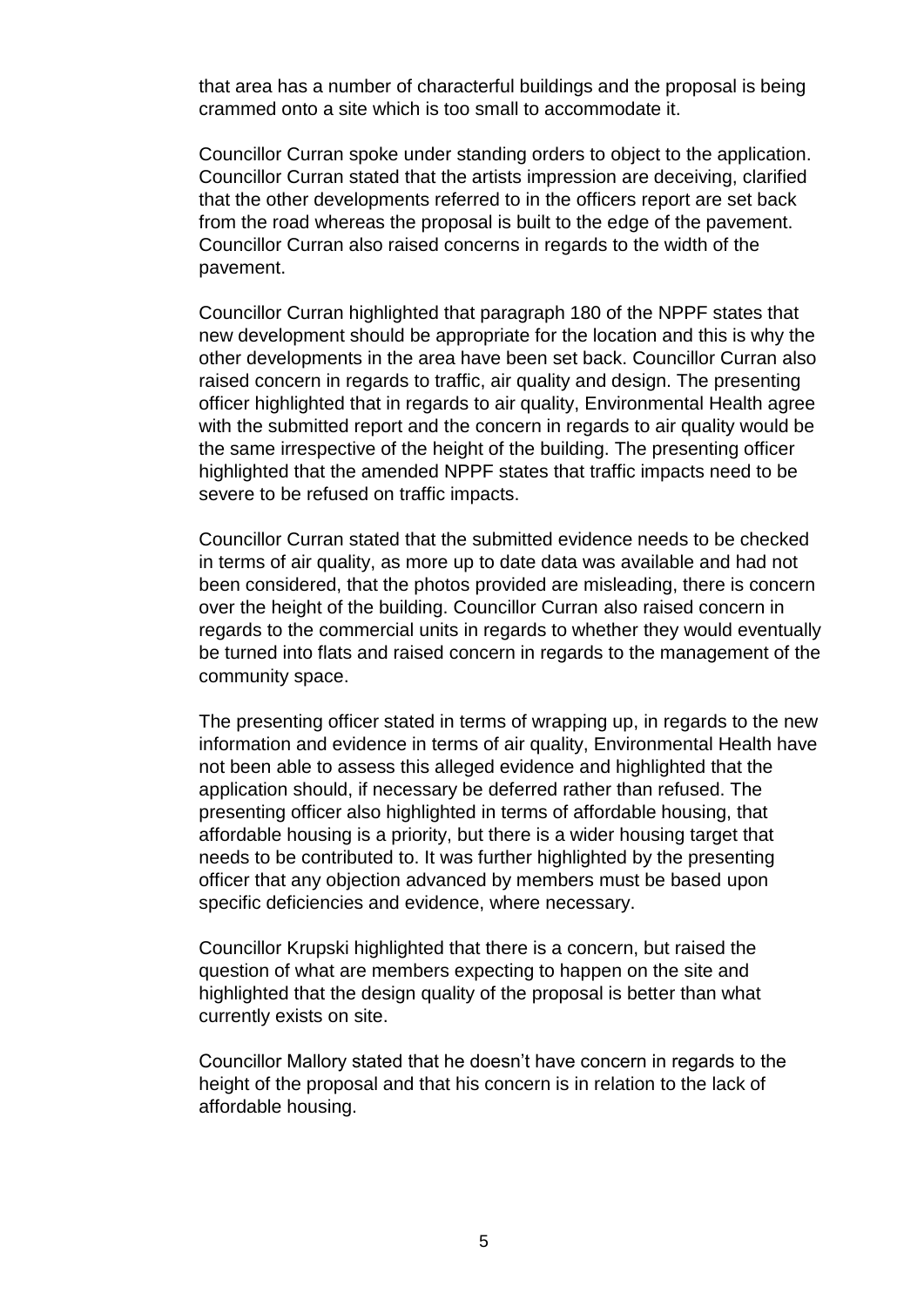that area has a number of characterful buildings and the proposal is being crammed onto a site which is too small to accommodate it.

Councillor Curran spoke under standing orders to object to the application. Councillor Curran stated that the artists impression are deceiving, clarified that the other developments referred to in the officers report are set back from the road whereas the proposal is built to the edge of the pavement. Councillor Curran also raised concerns in regards to the width of the pavement.

Councillor Curran highlighted that paragraph 180 of the NPPF states that new development should be appropriate for the location and this is why the other developments in the area have been set back. Councillor Curran also raised concern in regards to traffic, air quality and design. The presenting officer highlighted that in regards to air quality, Environmental Health agree with the submitted report and the concern in regards to air quality would be the same irrespective of the height of the building. The presenting officer highlighted that the amended NPPF states that traffic impacts need to be severe to be refused on traffic impacts.

Councillor Curran stated that the submitted evidence needs to be checked in terms of air quality, as more up to date data was available and had not been considered, that the photos provided are misleading, there is concern over the height of the building. Councillor Curran also raised concern in regards to the commercial units in regards to whether they would eventually be turned into flats and raised concern in regards to the management of the community space.

The presenting officer stated in terms of wrapping up, in regards to the new information and evidence in terms of air quality, Environmental Health have not been able to assess this alleged evidence and highlighted that the application should, if necessary be deferred rather than refused. The presenting officer also highlighted in terms of affordable housing, that affordable housing is a priority, but there is a wider housing target that needs to be contributed to. It was further highlighted by the presenting officer that any objection advanced by members must be based upon specific deficiencies and evidence, where necessary.

Councillor Krupski highlighted that there is a concern, but raised the question of what are members expecting to happen on the site and highlighted that the design quality of the proposal is better than what currently exists on site.

Councillor Mallory stated that he doesn't have concern in regards to the height of the proposal and that his concern is in relation to the lack of affordable housing.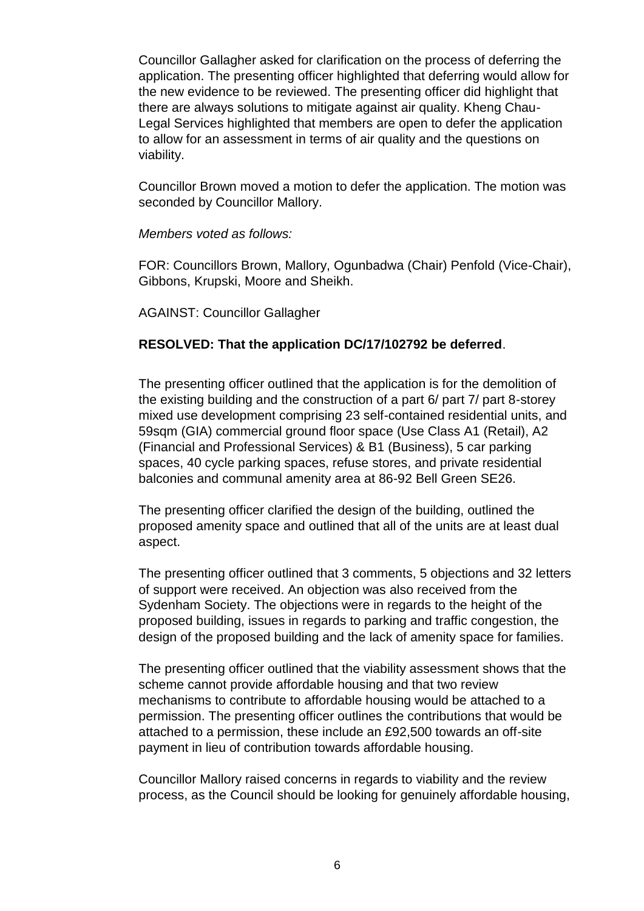Councillor Gallagher asked for clarification on the process of deferring the application. The presenting officer highlighted that deferring would allow for the new evidence to be reviewed. The presenting officer did highlight that there are always solutions to mitigate against air quality. Kheng Chau- Legal Services highlighted that members are open to defer the application to allow for an assessment in terms of air quality and the questions on viability.

Councillor Brown moved a motion to defer the application. The motion was seconded by Councillor Mallory.

*Members voted as follows:*

FOR: Councillors Brown, Mallory, Ogunbadwa (Chair) Penfold (Vice-Chair), Gibbons, Krupski, Moore and Sheikh.

AGAINST: Councillor Gallagher

**RESOLVED: That the application DC/17/102792 be deferred**.

The presenting officer outlined that the application is for the demolition of the existing building and the construction of a part 6/ part 7/ part 8-storey mixed use development comprising 23 self-contained residential units, and 59sqm (GIA) commercial ground floor space (Use Class A1 (Retail), A2 (Financial and Professional Services) & B1 (Business), 5 car parking spaces, 40 cycle parking spaces, refuse stores, and private residential balconies and communal amenity area at 86-92 Bell Green SE26.

The presenting officer clarified the design of the building, outlined the proposed amenity space and outlined that all of the units are at least dual aspect.

The presenting officer outlined that 3 comments, 5 objections and 32 letters of support were received. An objection was also received from the Sydenham Society. The objections were in regards to the height of the proposed building, issues in regards to parking and traffic congestion, the design of the proposed building and the lack of amenity space for families.

The presenting officer outlined that the viability assessment shows that the scheme cannot provide affordable housing and that two review mechanisms to contribute to affordable housing would be attached to a permission. The presenting officer outlines the contributions that would be attached to a permission, these include an £92,500 towards an off-site payment in lieu of contribution towards affordable housing.

Councillor Mallory raised concerns in regards to viability and the review process, as the Council should be looking for genuinely affordable housing,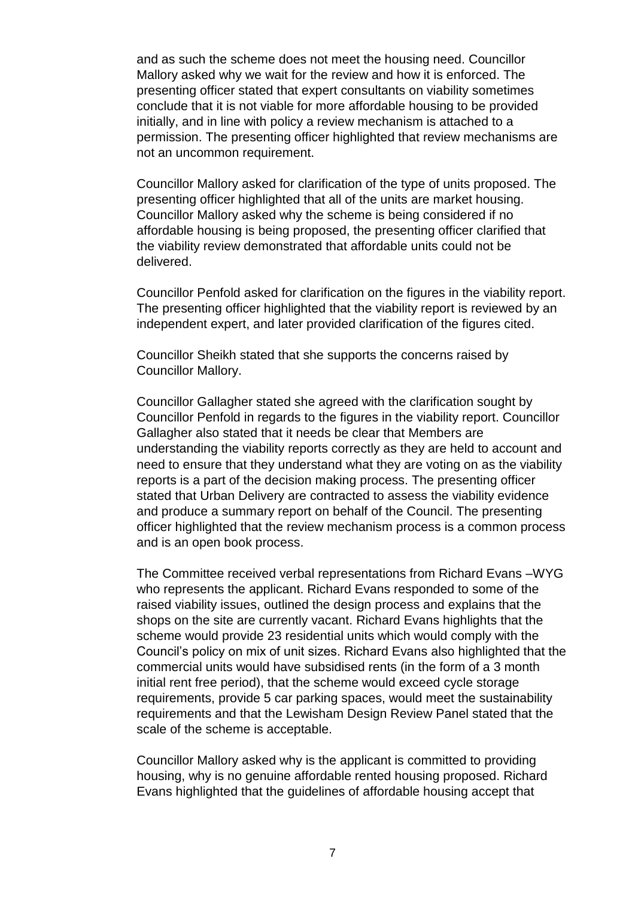and as such the scheme does not meet the housing need. Councillor Mallory asked why we wait for the review and how it is enforced. The presenting officer stated that expert consultants on viability sometimes conclude that it is not viable for more affordable housing to be provided initially, and in line with policy a review mechanism is attached to a permission. The presenting officer highlighted that review mechanisms are not an uncommon requirement.

Councillor Mallory asked for clarification of the type of units proposed. The presenting officer highlighted that all of the units are market housing. Councillor Mallory asked why the scheme is being considered if no affordable housing is being proposed, the presenting officer clarified that the viability review demonstrated that affordable units could not be delivered.

Councillor Penfold asked for clarification on the figures in the viability report. The presenting officer highlighted that the viability report is reviewed by an independent expert, and later provided clarification of the figures cited.

Councillor Sheikh stated that she supports the concerns raised by Councillor Mallory.

Councillor Gallagher stated she agreed with the clarification sought by Councillor Penfold in regards to the figures in the viability report. Councillor Gallagher also stated that it needs be clear that Members are understanding the viability reports correctly as they are held to account and need to ensure that they understand what they are voting on as the viability reports is a part of the decision making process. The presenting officer stated that Urban Delivery are contracted to assess the viability evidence and produce a summary report on behalf of the Council. The presenting officer highlighted that the review mechanism process is a common process and is an open book process.

The Committee received verbal representations from Richard Evans –WYG who represents the applicant. Richard Evans responded to some of the raised viability issues, outlined the design process and explains that the shops on the site are currently vacant. Richard Evans highlights that the scheme would provide 23 residential units which would comply with the Council's policy on mix of unit sizes. Richard Evans also highlighted that the commercial units would have subsidised rents (in the form of a 3 month initial rent free period), that the scheme would exceed cycle storage requirements, provide 5 car parking spaces, would meet the sustainability requirements and that the Lewisham Design Review Panel stated that the scale of the scheme is acceptable.

Councillor Mallory asked why is the applicant is committed to providing housing, why is no genuine affordable rented housing proposed. Richard Evans highlighted that the guidelines of affordable housing accept that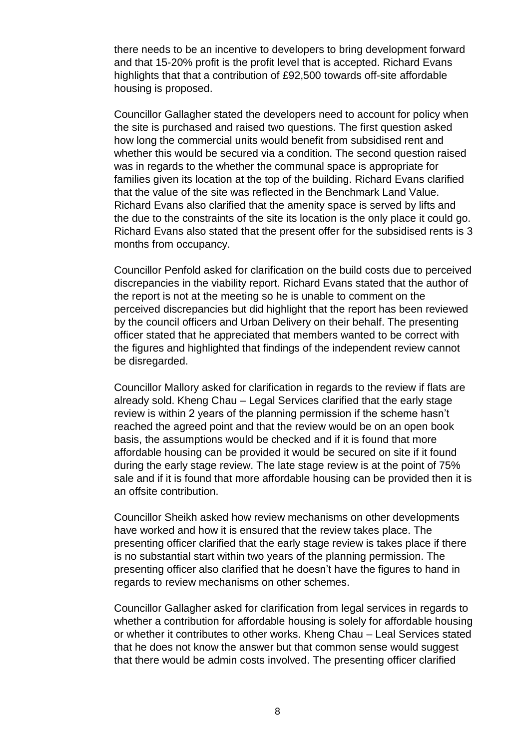there needs to be an incentive to developers to bring development forward and that 15-20% profit is the profit level that is accepted. Richard Evans highlights that that a contribution of £92,500 towards off-site affordable housing is proposed.

Councillor Gallagher stated the developers need to account for policy when the site is purchased and raised two questions. The first question asked how long the commercial units would benefit from subsidised rent and whether this would be secured via a condition. The second question raised was in regards to the whether the communal space is appropriate for families given its location at the top of the building. Richard Evans clarified that the value of the site was reflected in the Benchmark Land Value. Richard Evans also clarified that the amenity space is served by lifts and the due to the constraints of the site its location is the only place it could go. Richard Evans also stated that the present offer for the subsidised rents is 3 months from occupancy.

Councillor Penfold asked for clarification on the build costs due to perceived discrepancies in the viability report. Richard Evans stated that the author of the report is not at the meeting so he is unable to comment on the perceived discrepancies but did highlight that the report has been reviewed by the council officers and Urban Delivery on their behalf. The presenting officer stated that he appreciated that members wanted to be correct with the figures and highlighted that findings of the independent review cannot be disregarded.

Councillor Mallory asked for clarification in regards to the review if flats are already sold. Kheng Chau – Legal Services clarified that the early stage review is within 2 years of the planning permission if the scheme hasn't reached the agreed point and that the review would be on an open book basis, the assumptions would be checked and if it is found that more affordable housing can be provided it would be secured on site if it found during the early stage review. The late stage review is at the point of 75% sale and if it is found that more affordable housing can be provided then it is an offsite contribution.

Councillor Sheikh asked how review mechanisms on other developments have worked and how it is ensured that the review takes place. The presenting officer clarified that the early stage review is takes place if there is no substantial start within two years of the planning permission. The presenting officer also clarified that he doesn't have the figures to hand in regards to review mechanisms on other schemes.

Councillor Gallagher asked for clarification from legal services in regards to whether a contribution for affordable housing is solely for affordable housing or whether it contributes to other works. Kheng Chau – Leal Services stated that he does not know the answer but that common sense would suggest that there would be admin costs involved. The presenting officer clarified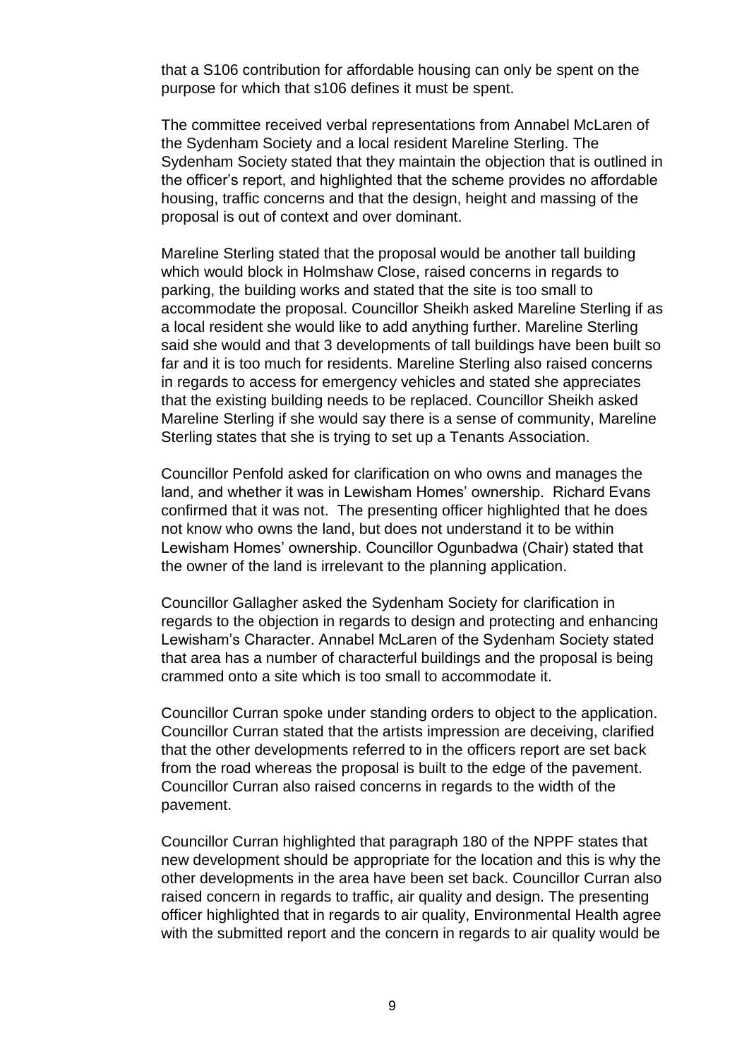that a S106 contribution for affordable housing can only be spent on the purpose for which that s106 defines it must be spent.

The committee received verbal representations from Annabel McLaren of the Sydenham Society and a local resident Mareline Sterling. The Sydenham Society stated that they maintain the objection that is outlined in the officer's report, and highlighted that the scheme provides no affordable housing, traffic concerns and that the design, height and massing of the proposal is out of context and over dominant.

Mareline Sterling stated that the proposal would be another tall building which would block in Holmshaw Close, raised concerns in regards to parking, the building works and stated that the site is too small to accommodate the proposal. Councillor Sheikh asked Mareline Sterling if as a local resident she would like to add anything further. Mareline Sterling said she would and that 3 developments of tall buildings have been built so far and it is too much for residents. Mareline Sterling also raised concerns in regards to access for emergency vehicles and stated she appreciates that the existing building needs to be replaced. Councillor Sheikh asked Mareline Sterling if she would say there is a sense of community, Mareline Sterling states that she is trying to set up a Tenants Association.

Councillor Penfold asked for clarification on who owns and manages the land, and whether it was in Lewisham Homes' ownership. Richard Evans confirmed that it was not. The presenting officer highlighted that he does not know who owns the land, but does not understand it to be within Lewisham Homes' ownership. Councillor Ogunbadwa (Chair) stated that the owner of the land is irrelevant to the planning application.

Councillor Gallagher asked the Sydenham Society for clarification in regards to the objection in regards to design and protecting and enhancing Lewisham's Character. Annabel McLaren of the Sydenham Society stated that area has a number of characterful buildings and the proposal is being crammed onto a site which is too small to accommodate it.

Councillor Curran spoke under standing orders to object to the application. Councillor Curran stated that the artists impression are deceiving, clarified that the other developments referred to in the officers report are set back from the road whereas the proposal is built to the edge of the pavement. Councillor Curran also raised concerns in regards to the width of the pavement.

Councillor Curran highlighted that paragraph 180 of the NPPF states that new development should be appropriate for the location and this is why the other developments in the area have been set back. Councillor Curran also raised concern in regards to traffic, air quality and design. The presenting officer highlighted that in regards to air quality, Environmental Health agree with the submitted report and the concern in regards to air quality would be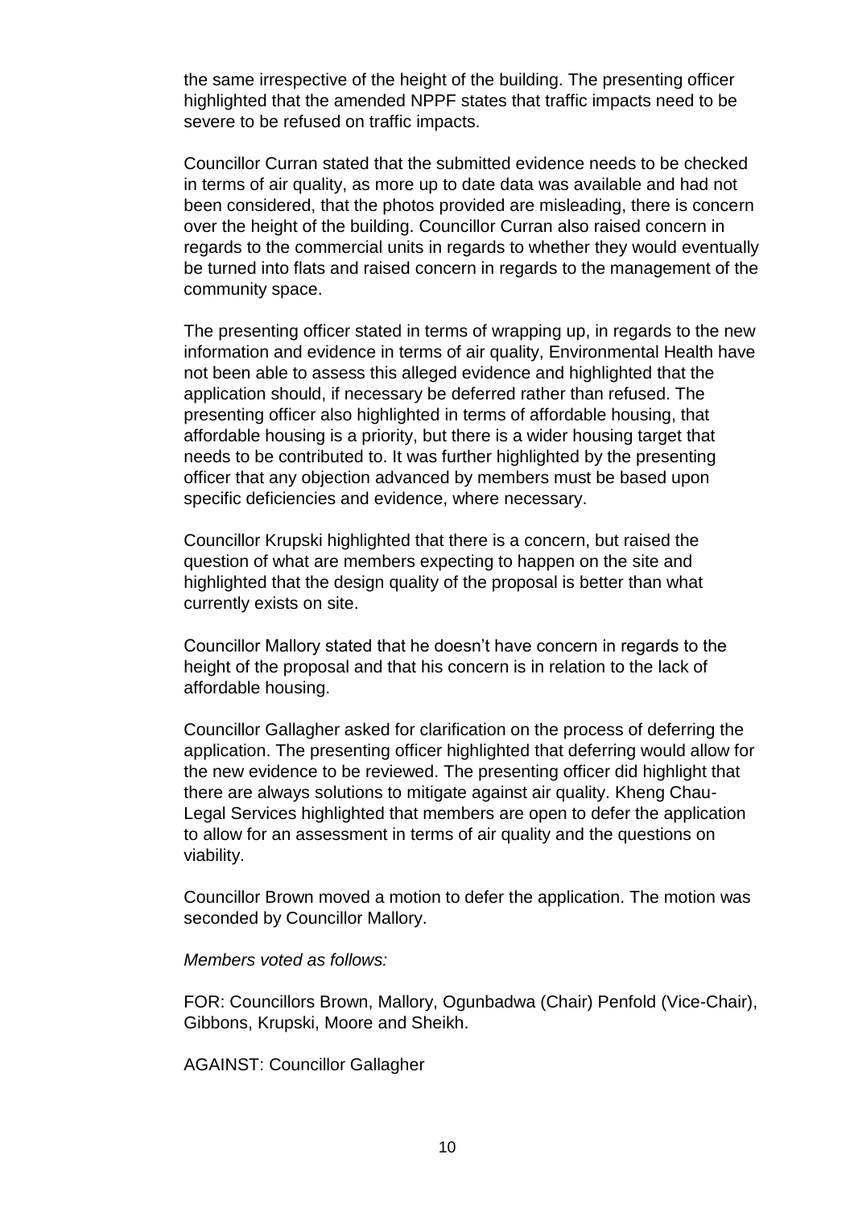the same irrespective of the height of the building. The presenting officer highlighted that the amended NPPF states that traffic impacts need to be severe to be refused on traffic impacts.

Councillor Curran stated that the submitted evidence needs to be checked in terms of air quality, as more up to date data was available and had not been considered, that the photos provided are misleading, there is concern over the height of the building. Councillor Curran also raised concern in regards to the commercial units in regards to whether they would eventually be turned into flats and raised concern in regards to the management of the community space.

The presenting officer stated in terms of wrapping up, in regards to the new information and evidence in terms of air quality, Environmental Health have not been able to assess this alleged evidence and highlighted that the application should, if necessary be deferred rather than refused. The presenting officer also highlighted in terms of affordable housing, that affordable housing is a priority, but there is a wider housing target that needs to be contributed to. It was further highlighted by the presenting officer that any objection advanced by members must be based upon specific deficiencies and evidence, where necessary.

Councillor Krupski highlighted that there is a concern, but raised the question of what are members expecting to happen on the site and highlighted that the design quality of the proposal is better than what currently exists on site.

Councillor Mallory stated that he doesn't have concern in regards to the height of the proposal and that his concern is in relation to the lack of affordable housing.

Councillor Gallagher asked for clarification on the process of deferring the application. The presenting officer highlighted that deferring would allow for the new evidence to be reviewed. The presenting officer did highlight that there are always solutions to mitigate against air quality. Kheng Chau-Legal Services highlighted that members are open to defer the application to allow for an assessment in terms of air quality and the questions on viability.

Councillor Brown moved a motion to defer the application. The motion was seconded by Councillor Mallory.

*Members voted as follows:*

FOR: Councillors Brown, Mallory, Ogunbadwa (Chair) Penfold (Vice-Chair), Gibbons, Krupski, Moore and Sheikh.

AGAINST: Councillor Gallagher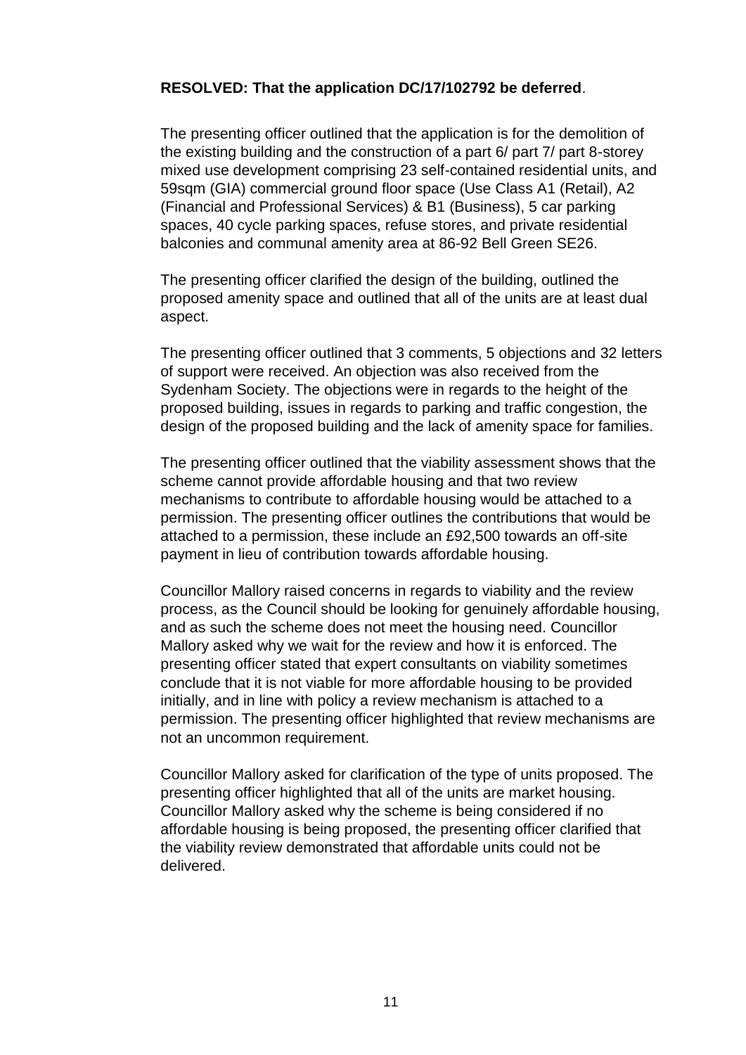**RESOLVED: That the application DC/17/102792 be deferred**.

The presenting officer outlined that the application is for the demolition of the existing building and the construction of a part 6/ part 7/ part 8-storey mixed use development comprising 23 self-contained residential units, and 59sqm (GIA) commercial ground floor space (Use Class A1 (Retail), A2 (Financial and Professional Services) & B1 (Business), 5 car parking spaces, 40 cycle parking spaces, refuse stores, and private residential balconies and communal amenity area at 86-92 Bell Green SE26.

The presenting officer clarified the design of the building, outlined the proposed amenity space and outlined that all of the units are at least dual aspect.

The presenting officer outlined that 3 comments, 5 objections and 32 letters of support were received. An objection was also received from the Sydenham Society. The objections were in regards to the height of the proposed building, issues in regards to parking and traffic congestion, the design of the proposed building and the lack of amenity space for families.

The presenting officer outlined that the viability assessment shows that the scheme cannot provide affordable housing and that two review mechanisms to contribute to affordable housing would be attached to a permission. The presenting officer outlines the contributions that would be attached to a permission, these include an £92,500 towards an off-site payment in lieu of contribution towards affordable housing.

Councillor Mallory raised concerns in regards to viability and the review process, as the Council should be looking for genuinely affordable housing, and as such the scheme does not meet the housing need. Councillor Mallory asked why we wait for the review and how it is enforced. The presenting officer stated that expert consultants on viability sometimes conclude that it is not viable for more affordable housing to be provided initially, and in line with policy a review mechanism is attached to a permission. The presenting officer highlighted that review mechanisms are not an uncommon requirement.

Councillor Mallory asked for clarification of the type of units proposed. The presenting officer highlighted that all of the units are market housing. Councillor Mallory asked why the scheme is being considered if no affordable housing is being proposed, the presenting officer clarified that the viability review demonstrated that affordable units could not be delivered.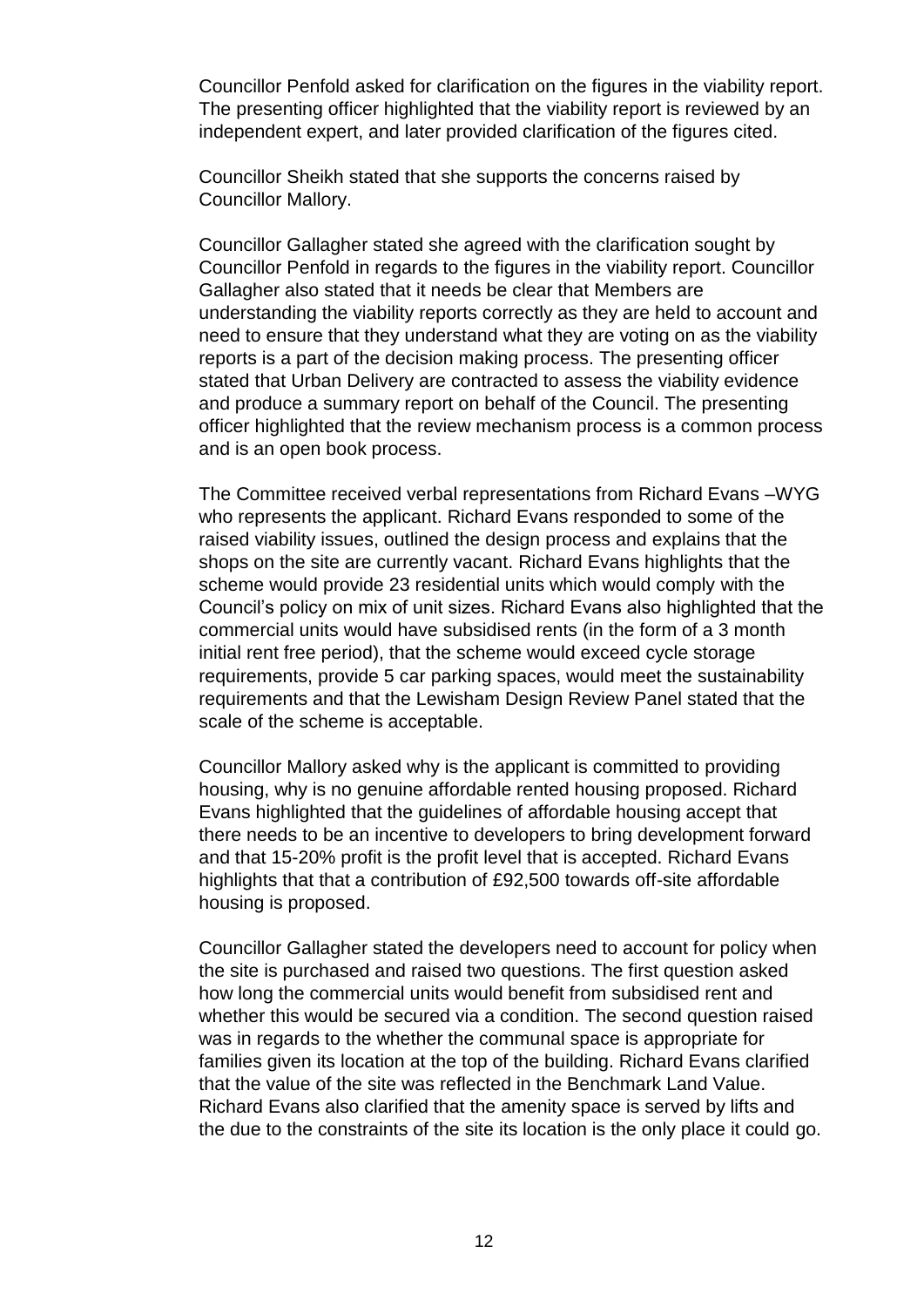Councillor Penfold asked for clarification on the figures in the viability report. The presenting officer highlighted that the viability report is reviewed by an independent expert, and later provided clarification of the figures cited.

Councillor Sheikh stated that she supports the concerns raised by Councillor Mallory.

Councillor Gallagher stated she agreed with the clarification sought by Councillor Penfold in regards to the figures in the viability report. Councillor Gallagher also stated that it needs be clear that Members are understanding the viability reports correctly as they are held to account and need to ensure that they understand what they are voting on as the viability reports is a part of the decision making process. The presenting officer stated that Urban Delivery are contracted to assess the viability evidence and produce a summary report on behalf of the Council. The presenting officer highlighted that the review mechanism process is a common process and is an open book process.

The Committee received verbal representations from Richard Evans –WYG who represents the applicant. Richard Evans responded to some of the raised viability issues, outlined the design process and explains that the shops on the site are currently vacant. Richard Evans highlights that the scheme would provide 23 residential units which would comply with the Council's policy on mix of unit sizes. Richard Evans also highlighted that the commercial units would have subsidised rents (in the form of a 3 month initial rent free period), that the scheme would exceed cycle storage requirements, provide 5 car parking spaces, would meet the sustainability requirements and that the Lewisham Design Review Panel stated that the scale of the scheme is acceptable.

Councillor Mallory asked why is the applicant is committed to providing housing, why is no genuine affordable rented housing proposed. Richard Evans highlighted that the guidelines of affordable housing accept that there needs to be an incentive to developers to bring development forward and that 15-20% profit is the profit level that is accepted. Richard Evans highlights that that a contribution of £92,500 towards off-site affordable housing is proposed.

Councillor Gallagher stated the developers need to account for policy when the site is purchased and raised two questions. The first question asked how long the commercial units would benefit from subsidised rent and whether this would be secured via a condition. The second question raised was in regards to the whether the communal space is appropriate for families given its location at the top of the building. Richard Evans clarified that the value of the site was reflected in the Benchmark Land Value. Richard Evans also clarified that the amenity space is served by lifts and the due to the constraints of the site its location is the only place it could go.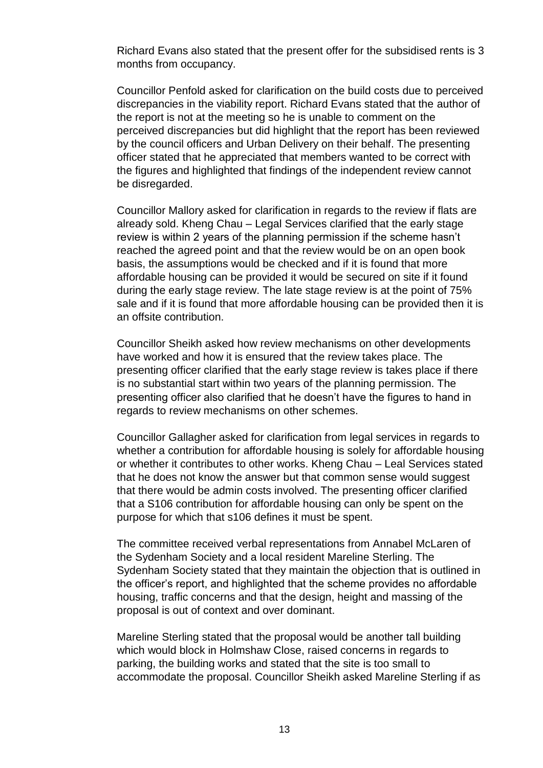Richard Evans also stated that the present offer for the subsidised rents is 3 months from occupancy.

Councillor Penfold asked for clarification on the build costs due to perceived discrepancies in the viability report. Richard Evans stated that the author of the report is not at the meeting so he is unable to comment on the perceived discrepancies but did highlight that the report has been reviewed by the council officers and Urban Delivery on their behalf. The presenting officer stated that he appreciated that members wanted to be correct with the figures and highlighted that findings of the independent review cannot be disregarded.

Councillor Mallory asked for clarification in regards to the review if flats are already sold. Kheng Chau – Legal Services clarified that the early stage review is within 2 years of the planning permission if the scheme hasn't reached the agreed point and that the review would be on an open book basis, the assumptions would be checked and if it is found that more affordable housing can be provided it would be secured on site if it found during the early stage review. The late stage review is at the point of 75% sale and if it is found that more affordable housing can be provided then it is an offsite contribution.

Councillor Sheikh asked how review mechanisms on other developments have worked and how it is ensured that the review takes place. The presenting officer clarified that the early stage review is takes place if there is no substantial start within two years of the planning permission. The presenting officer also clarified that he doesn't have the figures to hand in regards to review mechanisms on other schemes.

Councillor Gallagher asked for clarification from legal services in regards to whether a contribution for affordable housing is solely for affordable housing or whether it contributes to other works. Kheng Chau – Leal Services stated that he does not know the answer but that common sense would suggest that there would be admin costs involved. The presenting officer clarified that a S106 contribution for affordable housing can only be spent on the purpose for which that s106 defines it must be spent.

The committee received verbal representations from Annabel McLaren of the Sydenham Society and a local resident Mareline Sterling. The Sydenham Society stated that they maintain the objection that is outlined in the officer's report, and highlighted that the scheme provides no affordable housing, traffic concerns and that the design, height and massing of the proposal is out of context and over dominant.

Mareline Sterling stated that the proposal would be another tall building which would block in Holmshaw Close, raised concerns in regards to parking, the building works and stated that the site is too small to accommodate the proposal. Councillor Sheikh asked Mareline Sterling if as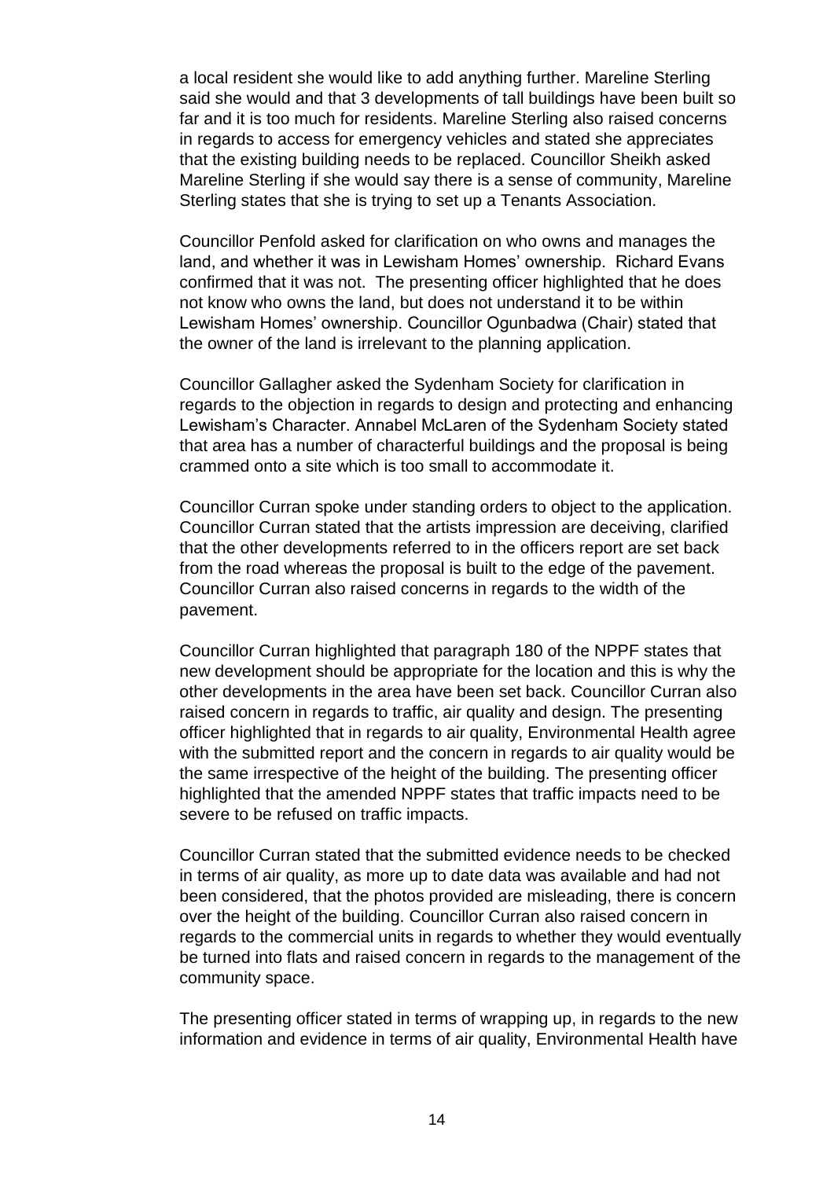a local resident she would like to add anything further. Mareline Sterling said she would and that 3 developments of tall buildings have been built so far and it is too much for residents. Mareline Sterling also raised concerns in regards to access for emergency vehicles and stated she appreciates that the existing building needs to be replaced. Councillor Sheikh asked Mareline Sterling if she would say there is a sense of community, Mareline Sterling states that she is trying to set up a Tenants Association.

Councillor Penfold asked for clarification on who owns and manages the land, and whether it was in Lewisham Homes' ownership. Richard Evans confirmed that it was not. The presenting officer highlighted that he does not know who owns the land, but does not understand it to be within Lewisham Homes' ownership. Councillor Ogunbadwa (Chair) stated that the owner of the land is irrelevant to the planning application.

Councillor Gallagher asked the Sydenham Society for clarification in regards to the objection in regards to design and protecting and enhancing Lewisham's Character. Annabel McLaren of the Sydenham Society stated that area has a number of characterful buildings and the proposal is being crammed onto a site which is too small to accommodate it.

Councillor Curran spoke under standing orders to object to the application. Councillor Curran stated that the artists impression are deceiving, clarified that the other developments referred to in the officers report are set back from the road whereas the proposal is built to the edge of the pavement. Councillor Curran also raised concerns in regards to the width of the pavement.

Councillor Curran highlighted that paragraph 180 of the NPPF states that new development should be appropriate for the location and this is why the other developments in the area have been set back. Councillor Curran also raised concern in regards to traffic, air quality and design. The presenting officer highlighted that in regards to air quality, Environmental Health agree with the submitted report and the concern in regards to air quality would be the same irrespective of the height of the building. The presenting officer highlighted that the amended NPPF states that traffic impacts need to be severe to be refused on traffic impacts.

Councillor Curran stated that the submitted evidence needs to be checked in terms of air quality, as more up to date data was available and had not been considered, that the photos provided are misleading, there is concern over the height of the building. Councillor Curran also raised concern in regards to the commercial units in regards to whether they would eventually be turned into flats and raised concern in regards to the management of the community space.

The presenting officer stated in terms of wrapping up, in regards to the new information and evidence in terms of air quality, Environmental Health have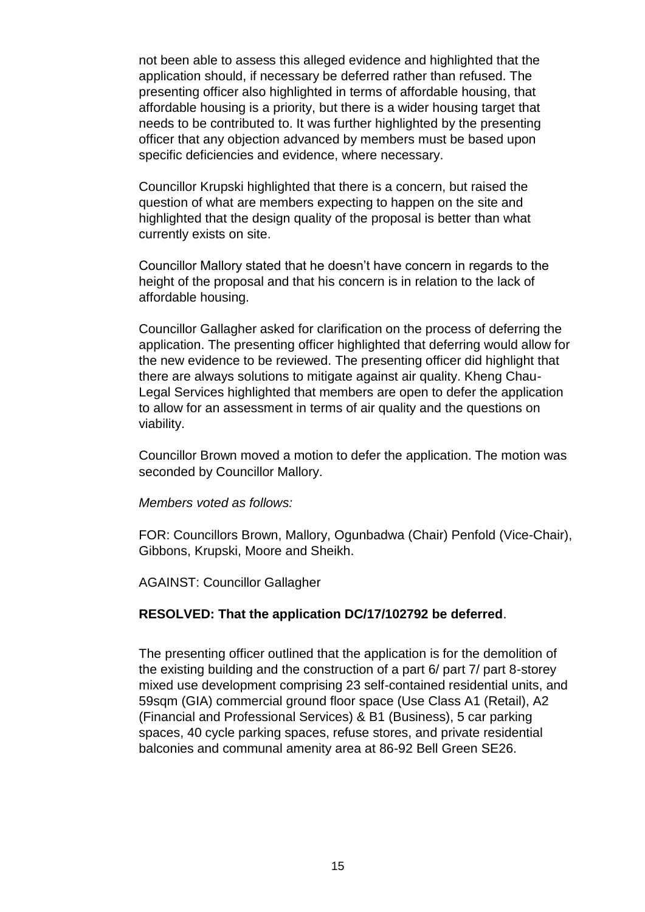not been able to assess this alleged evidence and highlighted that the application should, if necessary be deferred rather than refused. The presenting officer also highlighted in terms of affordable housing, that affordable housing is a priority, but there is a wider housing target that needs to be contributed to. It was further highlighted by the presenting officer that any objection advanced by members must be based upon specific deficiencies and evidence, where necessary.

Councillor Krupski highlighted that there is a concern, but raised the question of what are members expecting to happen on the site and highlighted that the design quality of the proposal is better than what currently exists on site.

Councillor Mallory stated that he doesn't have concern in regards to the height of the proposal and that his concern is in relation to the lack of affordable housing.

Councillor Gallagher asked for clarification on the process of deferring the application. The presenting officer highlighted that deferring would allow for the new evidence to be reviewed. The presenting officer did highlight that there are always solutions to mitigate against air quality. Kheng Chau-Legal Services highlighted that members are open to defer the application to allow for an assessment in terms of air quality and the questions on viability.

Councillor Brown moved a motion to defer the application. The motion was seconded by Councillor Mallory.

*Members voted as follows:*

FOR: Councillors Brown, Mallory, Ogunbadwa (Chair) Penfold (Vice-Chair), Gibbons, Krupski, Moore and Sheikh.

AGAINST: Councillor Gallagher

**RESOLVED: That the application DC/17/102792 be deferred**.

The presenting officer outlined that the application is for the demolition of the existing building and the construction of a part 6/ part 7/ part 8-storey mixed use development comprising 23 self-contained residential units, and 59sqm (GIA) commercial ground floor space (Use Class A1 (Retail), A2 (Financial and Professional Services) & B1 (Business), 5 car parking spaces, 40 cycle parking spaces, refuse stores, and private residential balconies and communal amenity area at 86-92 Bell Green SE26.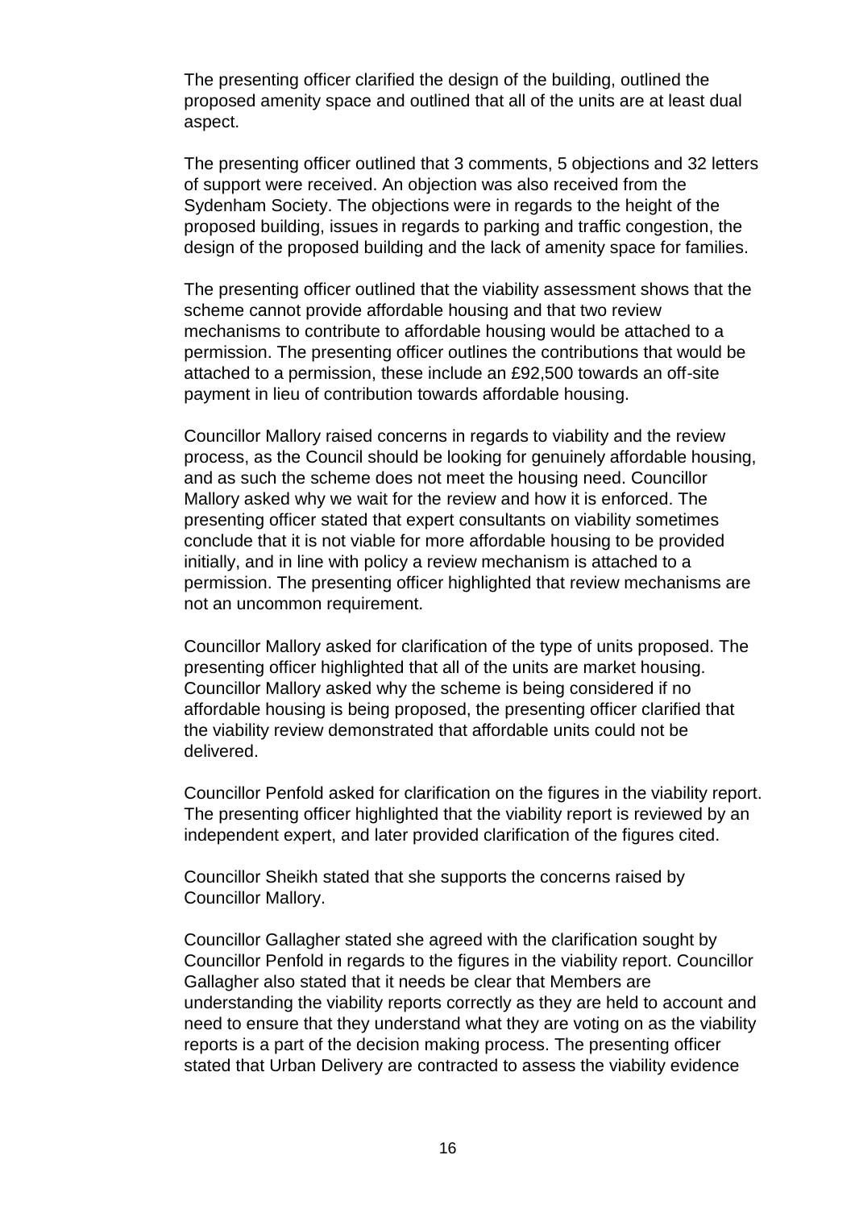The presenting officer clarified the design of the building, outlined the proposed amenity space and outlined that all of the units are at least dual aspect.

The presenting officer outlined that 3 comments, 5 objections and 32 letters of support were received. An objection was also received from the Sydenham Society. The objections were in regards to the height of the proposed building, issues in regards to parking and traffic congestion, the design of the proposed building and the lack of amenity space for families.

The presenting officer outlined that the viability assessment shows that the scheme cannot provide affordable housing and that two review mechanisms to contribute to affordable housing would be attached to a permission. The presenting officer outlines the contributions that would be attached to a permission, these include an £92,500 towards an off-site payment in lieu of contribution towards affordable housing.

Councillor Mallory raised concerns in regards to viability and the review process, as the Council should be looking for genuinely affordable housing, and as such the scheme does not meet the housing need. Councillor Mallory asked why we wait for the review and how it is enforced. The presenting officer stated that expert consultants on viability sometimes conclude that it is not viable for more affordable housing to be provided initially, and in line with policy a review mechanism is attached to a permission. The presenting officer highlighted that review mechanisms are not an uncommon requirement.

Councillor Mallory asked for clarification of the type of units proposed. The presenting officer highlighted that all of the units are market housing. Councillor Mallory asked why the scheme is being considered if no affordable housing is being proposed, the presenting officer clarified that the viability review demonstrated that affordable units could not be delivered.

Councillor Penfold asked for clarification on the figures in the viability report. The presenting officer highlighted that the viability report is reviewed by an independent expert, and later provided clarification of the figures cited.

Councillor Sheikh stated that she supports the concerns raised by Councillor Mallory.

Councillor Gallagher stated she agreed with the clarification sought by Councillor Penfold in regards to the figures in the viability report. Councillor Gallagher also stated that it needs be clear that Members are understanding the viability reports correctly as they are held to account and need to ensure that they understand what they are voting on as the viability reports is a part of the decision making process. The presenting officer stated that Urban Delivery are contracted to assess the viability evidence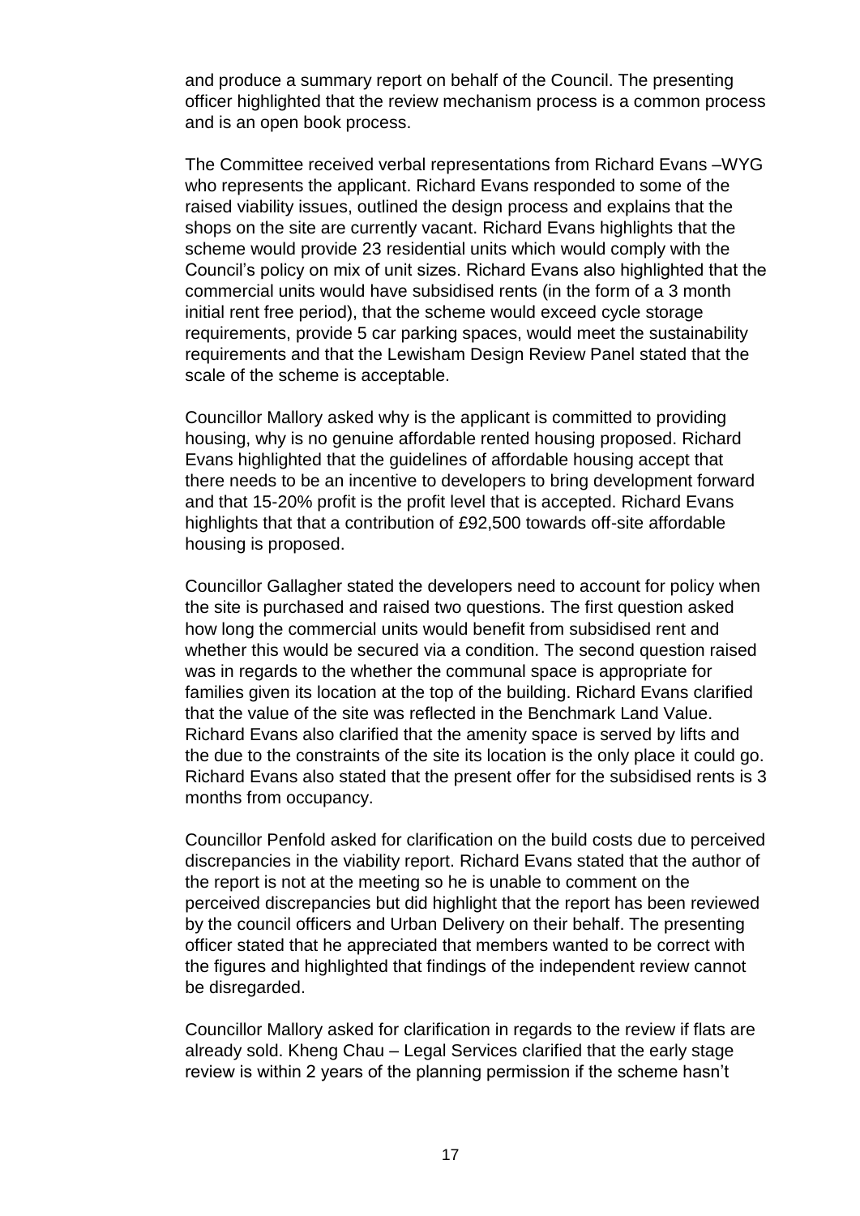and produce a summary report on behalf of the Council. The presenting officer highlighted that the review mechanism process is a common process and is an open book process.

The Committee received verbal representations from Richard Evans –WYG who represents the applicant. Richard Evans responded to some of the raised viability issues, outlined the design process and explains that the shops on the site are currently vacant. Richard Evans highlights that the scheme would provide 23 residential units which would comply with the Council's policy on mix of unit sizes. Richard Evans also highlighted that the commercial units would have subsidised rents (in the form of a 3 month initial rent free period), that the scheme would exceed cycle storage requirements, provide 5 car parking spaces, would meet the sustainability requirements and that the Lewisham Design Review Panel stated that the scale of the scheme is acceptable.

Councillor Mallory asked why is the applicant is committed to providing housing, why is no genuine affordable rented housing proposed. Richard Evans highlighted that the guidelines of affordable housing accept that there needs to be an incentive to developers to bring development forward and that 15-20% profit is the profit level that is accepted. Richard Evans highlights that that a contribution of £92,500 towards off-site affordable housing is proposed.

Councillor Gallagher stated the developers need to account for policy when the site is purchased and raised two questions. The first question asked how long the commercial units would benefit from subsidised rent and whether this would be secured via a condition. The second question raised was in regards to the whether the communal space is appropriate for families given its location at the top of the building. Richard Evans clarified that the value of the site was reflected in the Benchmark Land Value. Richard Evans also clarified that the amenity space is served by lifts and the due to the constraints of the site its location is the only place it could go. Richard Evans also stated that the present offer for the subsidised rents is 3 months from occupancy.

Councillor Penfold asked for clarification on the build costs due to perceived discrepancies in the viability report. Richard Evans stated that the author of the report is not at the meeting so he is unable to comment on the perceived discrepancies but did highlight that the report has been reviewed by the council officers and Urban Delivery on their behalf. The presenting officer stated that he appreciated that members wanted to be correct with the figures and highlighted that findings of the independent review cannot be disregarded.

Councillor Mallory asked for clarification in regards to the review if flats are already sold. Kheng Chau – Legal Services clarified that the early stage review is within 2 years of the planning permission if the scheme hasn't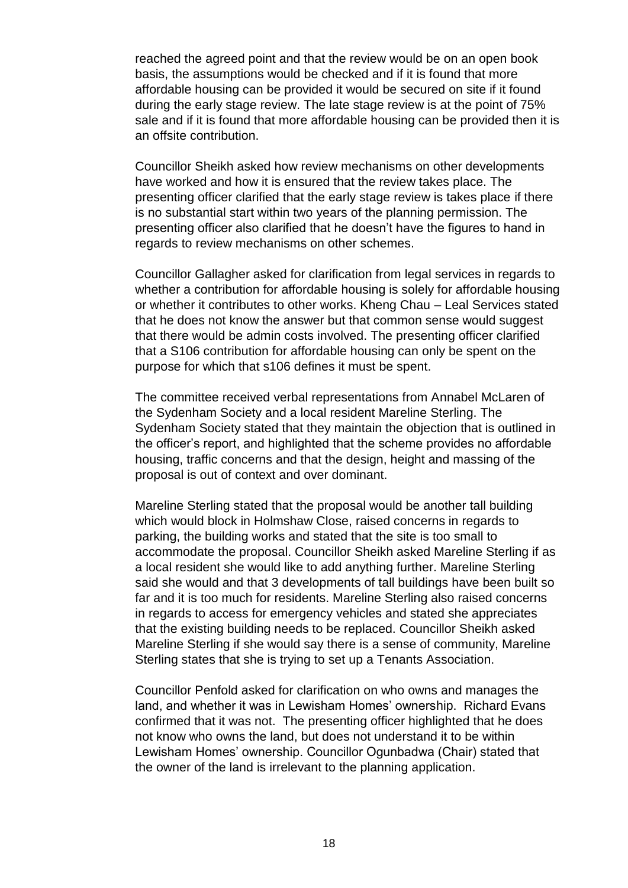reached the agreed point and that the review would be on an open book basis, the assumptions would be checked and if it is found that more affordable housing can be provided it would be secured on site if it found during the early stage review. The late stage review is at the point of 75% sale and if it is found that more affordable housing can be provided then it is an offsite contribution.

Councillor Sheikh asked how review mechanisms on other developments have worked and how it is ensured that the review takes place. The presenting officer clarified that the early stage review is takes place if there is no substantial start within two years of the planning permission. The presenting officer also clarified that he doesn't have the figures to hand in regards to review mechanisms on other schemes.

Councillor Gallagher asked for clarification from legal services in regards to whether a contribution for affordable housing is solely for affordable housing or whether it contributes to other works. Kheng Chau – Leal Services stated that he does not know the answer but that common sense would suggest that there would be admin costs involved. The presenting officer clarified that a S106 contribution for affordable housing can only be spent on the purpose for which that s106 defines it must be spent.

The committee received verbal representations from Annabel McLaren of the Sydenham Society and a local resident Mareline Sterling. The Sydenham Society stated that they maintain the objection that is outlined in the officer's report, and highlighted that the scheme provides no affordable housing, traffic concerns and that the design, height and massing of the proposal is out of context and over dominant.

Mareline Sterling stated that the proposal would be another tall building which would block in Holmshaw Close, raised concerns in regards to parking, the building works and stated that the site is too small to accommodate the proposal. Councillor Sheikh asked Mareline Sterling if as a local resident she would like to add anything further. Mareline Sterling said she would and that 3 developments of tall buildings have been built so far and it is too much for residents. Mareline Sterling also raised concerns in regards to access for emergency vehicles and stated she appreciates that the existing building needs to be replaced. Councillor Sheikh asked Mareline Sterling if she would say there is a sense of community, Mareline Sterling states that she is trying to set up a Tenants Association.

Councillor Penfold asked for clarification on who owns and manages the land, and whether it was in Lewisham Homes' ownership. Richard Evans confirmed that it was not. The presenting officer highlighted that he does not know who owns the land, but does not understand it to be within Lewisham Homes' ownership. Councillor Ogunbadwa (Chair) stated that the owner of the land is irrelevant to the planning application.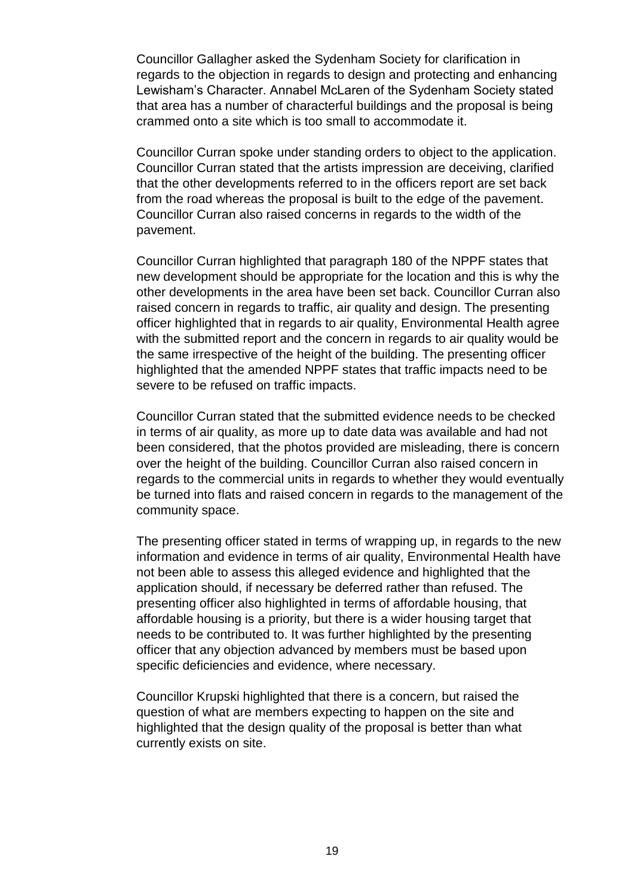Councillor Gallagher asked the Sydenham Society for clarification in regards to the objection in regards to design and protecting and enhancing Lewisham's Character. Annabel McLaren of the Sydenham Society stated that area has a number of characterful buildings and the proposal is being crammed onto a site which is too small to accommodate it.

Councillor Curran spoke under standing orders to object to the application. Councillor Curran stated that the artists impression are deceiving, clarified that the other developments referred to in the officers report are set back from the road whereas the proposal is built to the edge of the pavement. Councillor Curran also raised concerns in regards to the width of the pavement.

Councillor Curran highlighted that paragraph 180 of the NPPF states that new development should be appropriate for the location and this is why the other developments in the area have been set back. Councillor Curran also raised concern in regards to traffic, air quality and design. The presenting officer highlighted that in regards to air quality, Environmental Health agree with the submitted report and the concern in regards to air quality would be the same irrespective of the height of the building. The presenting officer highlighted that the amended NPPF states that traffic impacts need to be severe to be refused on traffic impacts.

Councillor Curran stated that the submitted evidence needs to be checked in terms of air quality, as more up to date data was available and had not been considered, that the photos provided are misleading, there is concern over the height of the building. Councillor Curran also raised concern in regards to the commercial units in regards to whether they would eventually be turned into flats and raised concern in regards to the management of the community space.

The presenting officer stated in terms of wrapping up, in regards to the new information and evidence in terms of air quality, Environmental Health have not been able to assess this alleged evidence and highlighted that the application should, if necessary be deferred rather than refused. The presenting officer also highlighted in terms of affordable housing, that affordable housing is a priority, but there is a wider housing target that needs to be contributed to. It was further highlighted by the presenting officer that any objection advanced by members must be based upon specific deficiencies and evidence, where necessary.

Councillor Krupski highlighted that there is a concern, but raised the question of what are members expecting to happen on the site and highlighted that the design quality of the proposal is better than what currently exists on site.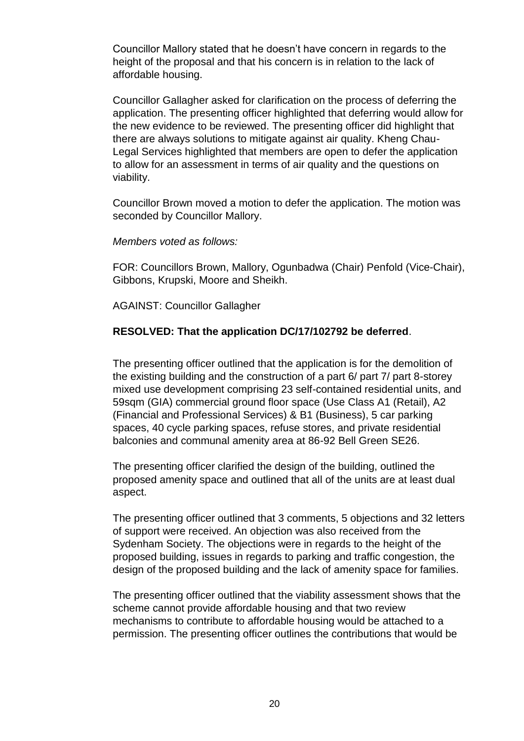Councillor Mallory stated that he doesn't have concern in regards to the height of the proposal and that his concern is in relation to the lack of affordable housing.

Councillor Gallagher asked for clarification on the process of deferring the application. The presenting officer highlighted that deferring would allow for the new evidence to be reviewed. The presenting officer did highlight that there are always solutions to mitigate against air quality. Kheng Chau-Legal Services highlighted that members are open to defer the application to allow for an assessment in terms of air quality and the questions on viability.

Councillor Brown moved a motion to defer the application. The motion was seconded by Councillor Mallory.

*Members voted as follows:*

FOR: Councillors Brown, Mallory, Ogunbadwa (Chair) Penfold (Vice-Chair), Gibbons, Krupski, Moore and Sheikh.

AGAINST: Councillor Gallagher

**RESOLVED: That the application DC/17/102792 be deferred**.

The presenting officer outlined that the application is for the demolition of the existing building and the construction of a part 6/ part 7/ part 8-storey mixed use development comprising 23 self-contained residential units, and 59sqm (GIA) commercial ground floor space (Use Class A1 (Retail), A2 (Financial and Professional Services) & B1 (Business), 5 car parking spaces, 40 cycle parking spaces, refuse stores, and private residential balconies and communal amenity area at 86-92 Bell Green SE26.

The presenting officer clarified the design of the building, outlined the proposed amenity space and outlined that all of the units are at least dual aspect.

The presenting officer outlined that 3 comments, 5 objections and 32 letters of support were received. An objection was also received from the Sydenham Society. The objections were in regards to the height of the proposed building, issues in regards to parking and traffic congestion, the design of the proposed building and the lack of amenity space for families.

The presenting officer outlined that the viability assessment shows that the scheme cannot provide affordable housing and that two review mechanisms to contribute to affordable housing would be attached to a permission. The presenting officer outlines the contributions that would be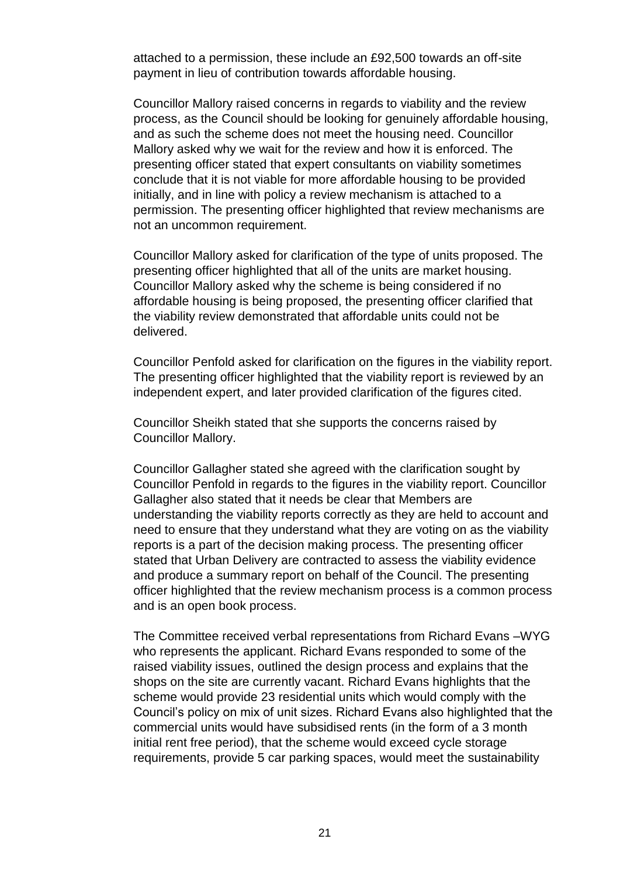attached to a permission, these include an £92,500 towards an off-site payment in lieu of contribution towards affordable housing.

Councillor Mallory raised concerns in regards to viability and the review process, as the Council should be looking for genuinely affordable housing, and as such the scheme does not meet the housing need. Councillor Mallory asked why we wait for the review and how it is enforced. The presenting officer stated that expert consultants on viability sometimes conclude that it is not viable for more affordable housing to be provided initially, and in line with policy a review mechanism is attached to a permission. The presenting officer highlighted that review mechanisms are not an uncommon requirement.

Councillor Mallory asked for clarification of the type of units proposed. The presenting officer highlighted that all of the units are market housing. Councillor Mallory asked why the scheme is being considered if no affordable housing is being proposed, the presenting officer clarified that the viability review demonstrated that affordable units could not be delivered.

Councillor Penfold asked for clarification on the figures in the viability report. The presenting officer highlighted that the viability report is reviewed by an independent expert, and later provided clarification of the figures cited.

Councillor Sheikh stated that she supports the concerns raised by Councillor Mallory.

Councillor Gallagher stated she agreed with the clarification sought by Councillor Penfold in regards to the figures in the viability report. Councillor Gallagher also stated that it needs be clear that Members are understanding the viability reports correctly as they are held to account and need to ensure that they understand what they are voting on as the viability reports is a part of the decision making process. The presenting officer stated that Urban Delivery are contracted to assess the viability evidence and produce a summary report on behalf of the Council. The presenting officer highlighted that the review mechanism process is a common process and is an open book process.

The Committee received verbal representations from Richard Evans –WYG who represents the applicant. Richard Evans responded to some of the raised viability issues, outlined the design process and explains that the shops on the site are currently vacant. Richard Evans highlights that the scheme would provide 23 residential units which would comply with the Council's policy on mix of unit sizes. Richard Evans also highlighted that the commercial units would have subsidised rents (in the form of a 3 month initial rent free period), that the scheme would exceed cycle storage requirements, provide 5 car parking spaces, would meet the sustainability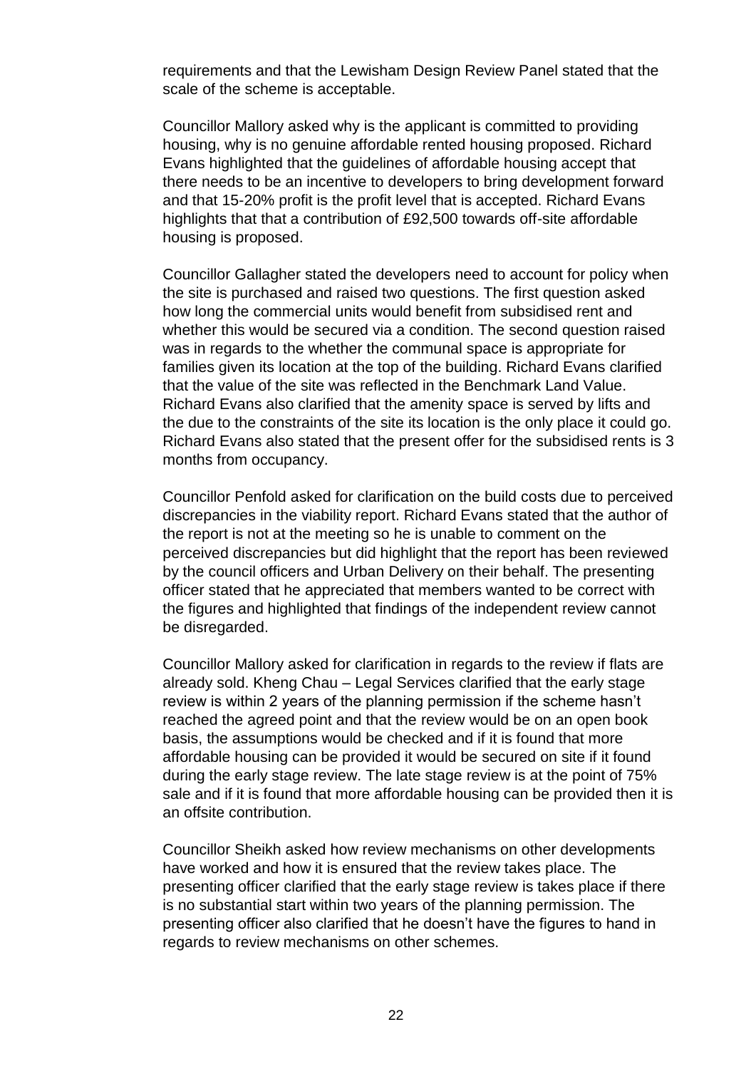requirements and that the Lewisham Design Review Panel stated that the scale of the scheme is acceptable.

Councillor Mallory asked why is the applicant is committed to providing housing, why is no genuine affordable rented housing proposed. Richard Evans highlighted that the guidelines of affordable housing accept that there needs to be an incentive to developers to bring development forward and that 15-20% profit is the profit level that is accepted. Richard Evans highlights that that a contribution of £92,500 towards off-site affordable housing is proposed.

Councillor Gallagher stated the developers need to account for policy when the site is purchased and raised two questions. The first question asked how long the commercial units would benefit from subsidised rent and whether this would be secured via a condition. The second question raised was in regards to the whether the communal space is appropriate for families given its location at the top of the building. Richard Evans clarified that the value of the site was reflected in the Benchmark Land Value. Richard Evans also clarified that the amenity space is served by lifts and the due to the constraints of the site its location is the only place it could go. Richard Evans also stated that the present offer for the subsidised rents is 3 months from occupancy.

Councillor Penfold asked for clarification on the build costs due to perceived discrepancies in the viability report. Richard Evans stated that the author of the report is not at the meeting so he is unable to comment on the perceived discrepancies but did highlight that the report has been reviewed by the council officers and Urban Delivery on their behalf. The presenting officer stated that he appreciated that members wanted to be correct with the figures and highlighted that findings of the independent review cannot be disregarded.

Councillor Mallory asked for clarification in regards to the review if flats are already sold. Kheng Chau – Legal Services clarified that the early stage review is within 2 years of the planning permission if the scheme hasn't reached the agreed point and that the review would be on an open book basis, the assumptions would be checked and if it is found that more affordable housing can be provided it would be secured on site if it found during the early stage review. The late stage review is at the point of 75% sale and if it is found that more affordable housing can be provided then it is an offsite contribution.

Councillor Sheikh asked how review mechanisms on other developments have worked and how it is ensured that the review takes place. The presenting officer clarified that the early stage review is takes place if there is no substantial start within two years of the planning permission. The presenting officer also clarified that he doesn't have the figures to hand in regards to review mechanisms on other schemes.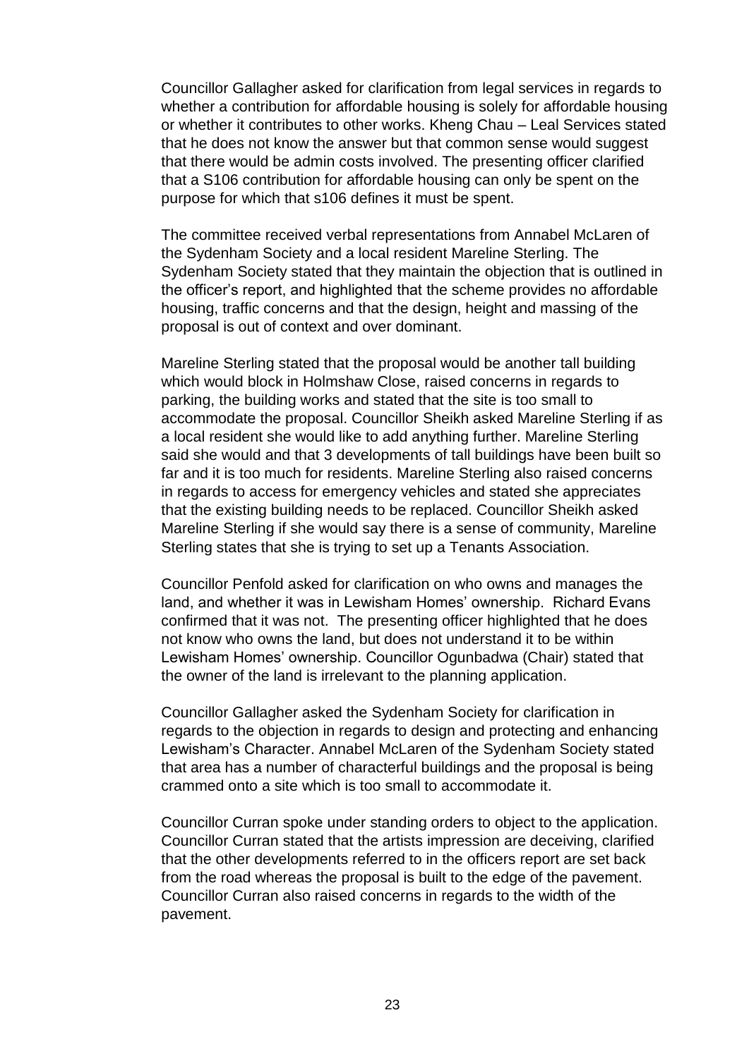Councillor Gallagher asked for clarification from legal services in regards to whether a contribution for affordable housing is solely for affordable housing or whether it contributes to other works. Kheng Chau – Leal Services stated that he does not know the answer but that common sense would suggest that there would be admin costs involved. The presenting officer clarified that a S106 contribution for affordable housing can only be spent on the purpose for which that s106 defines it must be spent.

The committee received verbal representations from Annabel McLaren of the Sydenham Society and a local resident Mareline Sterling. The Sydenham Society stated that they maintain the objection that is outlined in the officer's report, and highlighted that the scheme provides no affordable housing, traffic concerns and that the design, height and massing of the proposal is out of context and over dominant.

Mareline Sterling stated that the proposal would be another tall building which would block in Holmshaw Close, raised concerns in regards to parking, the building works and stated that the site is too small to accommodate the proposal. Councillor Sheikh asked Mareline Sterling if as a local resident she would like to add anything further. Mareline Sterling said she would and that 3 developments of tall buildings have been built so far and it is too much for residents. Mareline Sterling also raised concerns in regards to access for emergency vehicles and stated she appreciates that the existing building needs to be replaced. Councillor Sheikh asked Mareline Sterling if she would say there is a sense of community, Mareline Sterling states that she is trying to set up a Tenants Association.

Councillor Penfold asked for clarification on who owns and manages the land, and whether it was in Lewisham Homes' ownership. Richard Evans confirmed that it was not. The presenting officer highlighted that he does not know who owns the land, but does not understand it to be within Lewisham Homes' ownership. Councillor Ogunbadwa (Chair) stated that the owner of the land is irrelevant to the planning application.

Councillor Gallagher asked the Sydenham Society for clarification in regards to the objection in regards to design and protecting and enhancing Lewisham's Character. Annabel McLaren of the Sydenham Society stated that area has a number of characterful buildings and the proposal is being crammed onto a site which is too small to accommodate it.

Councillor Curran spoke under standing orders to object to the application. Councillor Curran stated that the artists impression are deceiving, clarified that the other developments referred to in the officers report are set back from the road whereas the proposal is built to the edge of the pavement. Councillor Curran also raised concerns in regards to the width of the pavement.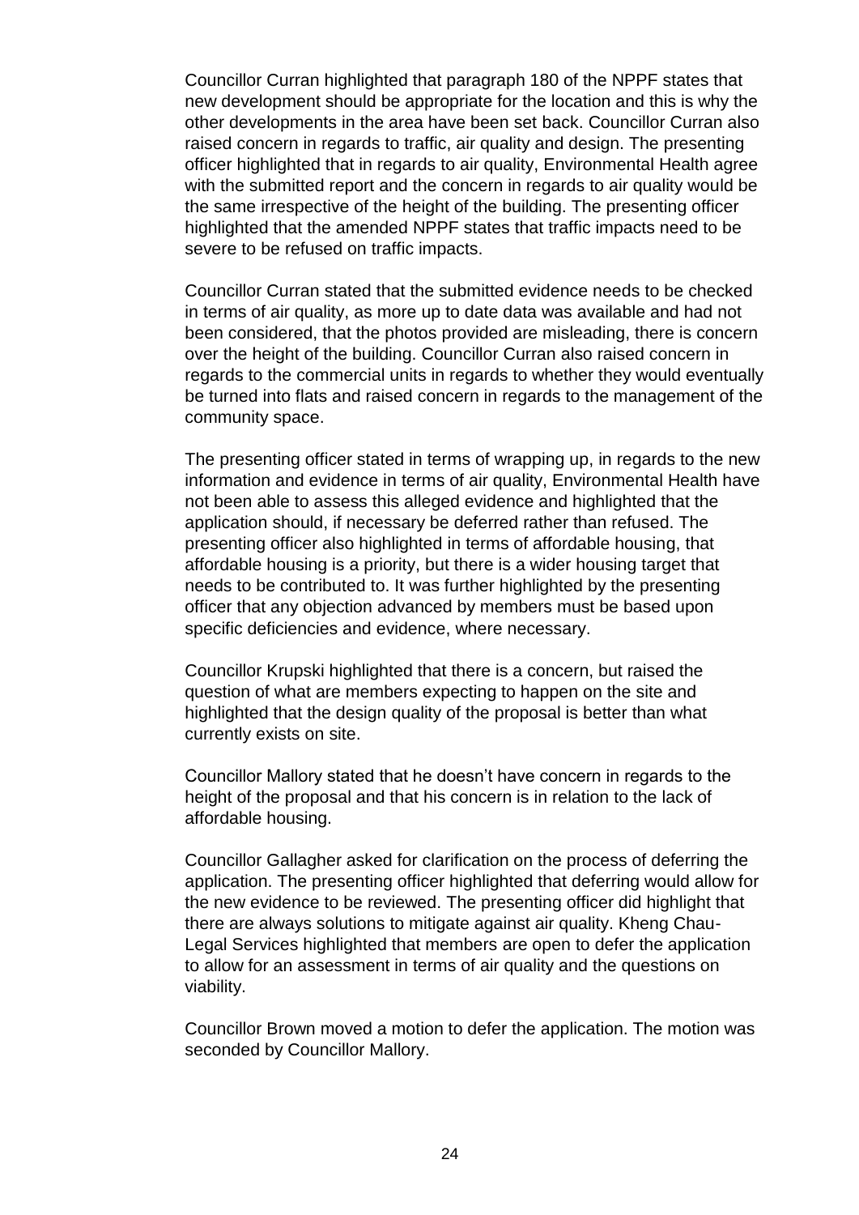Councillor Curran highlighted that paragraph 180 of the NPPF states that new development should be appropriate for the location and this is why the other developments in the area have been set back. Councillor Curran also raised concern in regards to traffic, air quality and design. The presenting officer highlighted that in regards to air quality, Environmental Health agree with the submitted report and the concern in regards to air quality would be the same irrespective of the height of the building. The presenting officer highlighted that the amended NPPF states that traffic impacts need to be severe to be refused on traffic impacts.

Councillor Curran stated that the submitted evidence needs to be checked in terms of air quality, as more up to date data was available and had not been considered, that the photos provided are misleading, there is concern over the height of the building. Councillor Curran also raised concern in regards to the commercial units in regards to whether they would eventually be turned into flats and raised concern in regards to the management of the community space.

The presenting officer stated in terms of wrapping up, in regards to the new information and evidence in terms of air quality, Environmental Health have not been able to assess this alleged evidence and highlighted that the application should, if necessary be deferred rather than refused. The presenting officer also highlighted in terms of affordable housing, that affordable housing is a priority, but there is a wider housing target that needs to be contributed to. It was further highlighted by the presenting officer that any objection advanced by members must be based upon specific deficiencies and evidence, where necessary.

Councillor Krupski highlighted that there is a concern, but raised the question of what are members expecting to happen on the site and highlighted that the design quality of the proposal is better than what currently exists on site.

Councillor Mallory stated that he doesn't have concern in regards to the height of the proposal and that his concern is in relation to the lack of affordable housing.

Councillor Gallagher asked for clarification on the process of deferring the application. The presenting officer highlighted that deferring would allow for the new evidence to be reviewed. The presenting officer did highlight that there are always solutions to mitigate against air quality. Kheng Chau- Legal Services highlighted that members are open to defer the application to allow for an assessment in terms of air quality and the questions on viability.

Councillor Brown moved a motion to defer the application. The motion was seconded by Councillor Mallory.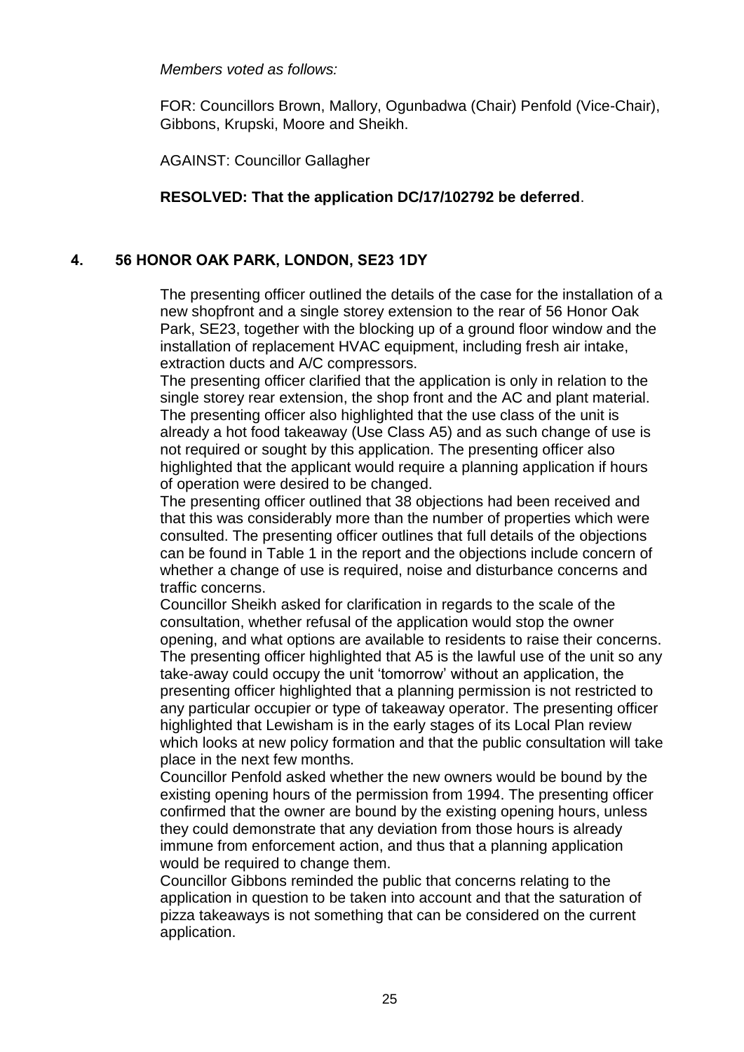*Members voted as follows:*

FOR: Councillors Brown, Mallory, Ogunbadwa (Chair) Penfold (Vice-Chair), Gibbons, Krupski, Moore and Sheikh.

AGAINST: Councillor Gallagher

**RESOLVED: That the application DC/17/102792 be deferred**.

## 4. 56 HONOR OAK PARK, LONDON, SE23 1DY

The presenting officer outlined the details of the case for the installation of a new shopfront and a single storey extension to the rear of 56 Honor Oak Park, SE23, together with the blocking up of a ground floor window and the installation of replacement HVAC equipment, including fresh air intake, extraction ducts and A/C compressors.

The presenting officer clarified that the application is only in relation to the single storey rear extension, the shop front and the AC and plant material. The presenting officer also highlighted that the use class of the unit is already a hot food takeaway (Use Class A5) and as such change of use is not required or sought by this application. The presenting officer also highlighted that the applicant would require a planning application if hours of operation were desired to be changed.

The presenting officer outlined that 38 objections had been received and that this was considerably more than the number of properties which were consulted. The presenting officer outlines that full details of the objections can be found in Table 1 in the report and the objections include concern of whether a change of use is required, noise and disturbance concerns and traffic concerns.

Councillor Sheikh asked for clarification in regards to the scale of the consultation, whether refusal of the application would stop the owner opening, and what options are available to residents to raise their concerns. The presenting officer highlighted that A5 is the lawful use of the unit so any take-away could occupy the unit 'tomorrow' without an application, the presenting officer highlighted that a planning permission is not restricted to any particular occupier or type of takeaway operator. The presenting officer highlighted that Lewisham is in the early stages of its Local Plan review which looks at new policy formation and that the public consultation will take place in the next few months.

Councillor Penfold asked whether the new owners would be bound by the existing opening hours of the permission from 1994. The presenting officer confirmed that the owner are bound by the existing opening hours, unless they could demonstrate that any deviation from those hours is already immune from enforcement action, and thus that a planning application would be required to change them.

Councillor Gibbons reminded the public that concerns relating to the application in question to be taken into account and that the saturation of pizza takeaways is not something that can be considered on the current application.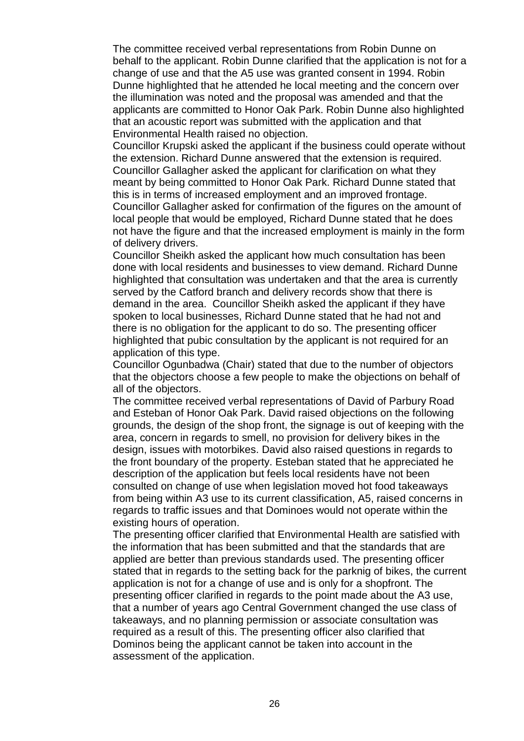The committee received verbal representations from Robin Dunne on behalf to the applicant. Robin Dunne clarified that the application is not for a change of use and that the A5 use was granted consent in 1994. Robin Dunne highlighted that he attended he local meeting and the concern over the illumination was noted and the proposal was amended and that the applicants are committed to Honor Oak Park. Robin Dunne also highlighted that an acoustic report was submitted with the application and that Environmental Health raised no objection.

Councillor Krupski asked the applicant if the business could operate without the extension. Richard Dunne answered that the extension is required. Councillor Gallagher asked the applicant for clarification on what they meant by being committed to Honor Oak Park. Richard Dunne stated that this is in terms of increased employment and an improved frontage. Councillor Gallagher asked for confirmation of the figures on the amount of local people that would be employed, Richard Dunne stated that he does not have the figure and that the increased employment is mainly in the form of delivery drivers.

Councillor Sheikh asked the applicant how much consultation has been done with local residents and businesses to view demand. Richard Dunne highlighted that consultation was undertaken and that the area is currently served by the Catford branch and delivery records show that there is demand in the area. Councillor Sheikh asked the applicant if they have spoken to local businesses, Richard Dunne stated that he had not and there is no obligation for the applicant to do so. The presenting officer highlighted that pubic consultation by the applicant is not required for an application of this type.

Councillor Ogunbadwa (Chair) stated that due to the number of objectors that the objectors choose a few people to make the objections on behalf of all of the objectors.

The committee received verbal representations of David of Parbury Road and Esteban of Honor Oak Park. David raised objections on the following grounds, the design of the shop front, the signage is out of keeping with the area, concern in regards to smell, no provision for delivery bikes in the design, issues with motorbikes. David also raised questions in regards to the front boundary of the property. Esteban stated that he appreciated he description of the application but feels local residents have not been consulted on change of use when legislation moved hot food takeaways from being within A3 use to its current classification, A5, raised concerns in regards to traffic issues and that Dominoes would not operate within the existing hours of operation.

The presenting officer clarified that Environmental Health are satisfied with the information that has been submitted and that the standards that are applied are better than previous standards used. The presenting officer stated that in regards to the setting back for the parknig of bikes, the current application is not for a change of use and is only for a shopfront. The presenting officer clarified in regards to the point made about the A3 use, that a number of years ago Central Government changed the use class of takeaways, and no planning permission or associate consultation was required as a result of this. The presenting officer also clarified that Dominos being the applicant cannot be taken into account in the assessment of the application.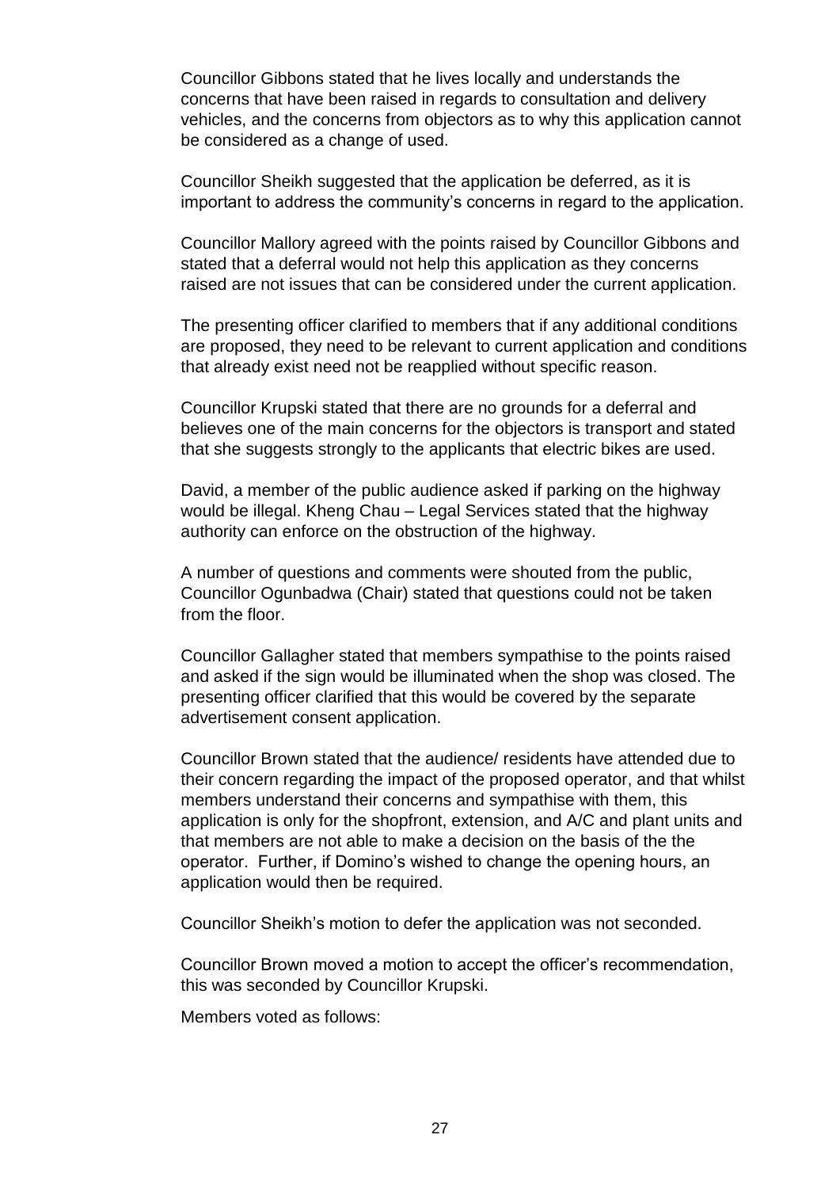Councillor Gibbons stated that he lives locally and understands the concerns that have been raised in regards to consultation and delivery vehicles, and the concerns from objectors as to why this application cannot be considered as a change of used.

Councillor Sheikh suggested that the application be deferred, as it is important to address the community's concerns in regard to the application.

Councillor Mallory agreed with the points raised by Councillor Gibbons and stated that a deferral would not help this application as they concerns raised are not issues that can be considered under the current application.

The presenting officer clarified to members that if any additional conditions are proposed, they need to be relevant to current application and conditions that already exist need not be reapplied without specific reason.

Councillor Krupski stated that there are no grounds for a deferral and believes one of the main concerns for the objectors is transport and stated that she suggests strongly to the applicants that electric bikes are used.

David, a member of the public audience asked if parking on the highway would be illegal. Kheng Chau – Legal Services stated that the highway authority can enforce on the obstruction of the highway.

A number of questions and comments were shouted from the public, Councillor Ogunbadwa (Chair) stated that questions could not be taken from the floor.

Councillor Gallagher stated that members sympathise to the points raised and asked if the sign would be illuminated when the shop was closed. The presenting officer clarified that this would be covered by the separate advertisement consent application.

Councillor Brown stated that the audience/ residents have attended due to their concern regarding the impact of the proposed operator, and that whilst members understand their concerns and sympathise with them, this application is only for the shopfront, extension, and A/C and plant units and that members are not able to make a decision on the basis of the the operator. Further, if Domino's wished to change the opening hours, an application would then be required.

Councillor Sheikh's motion to defer the application was not seconded.

Councillor Brown moved a motion to accept the officer's recommendation, this was seconded by Councillor Krupski.

Members voted as follows: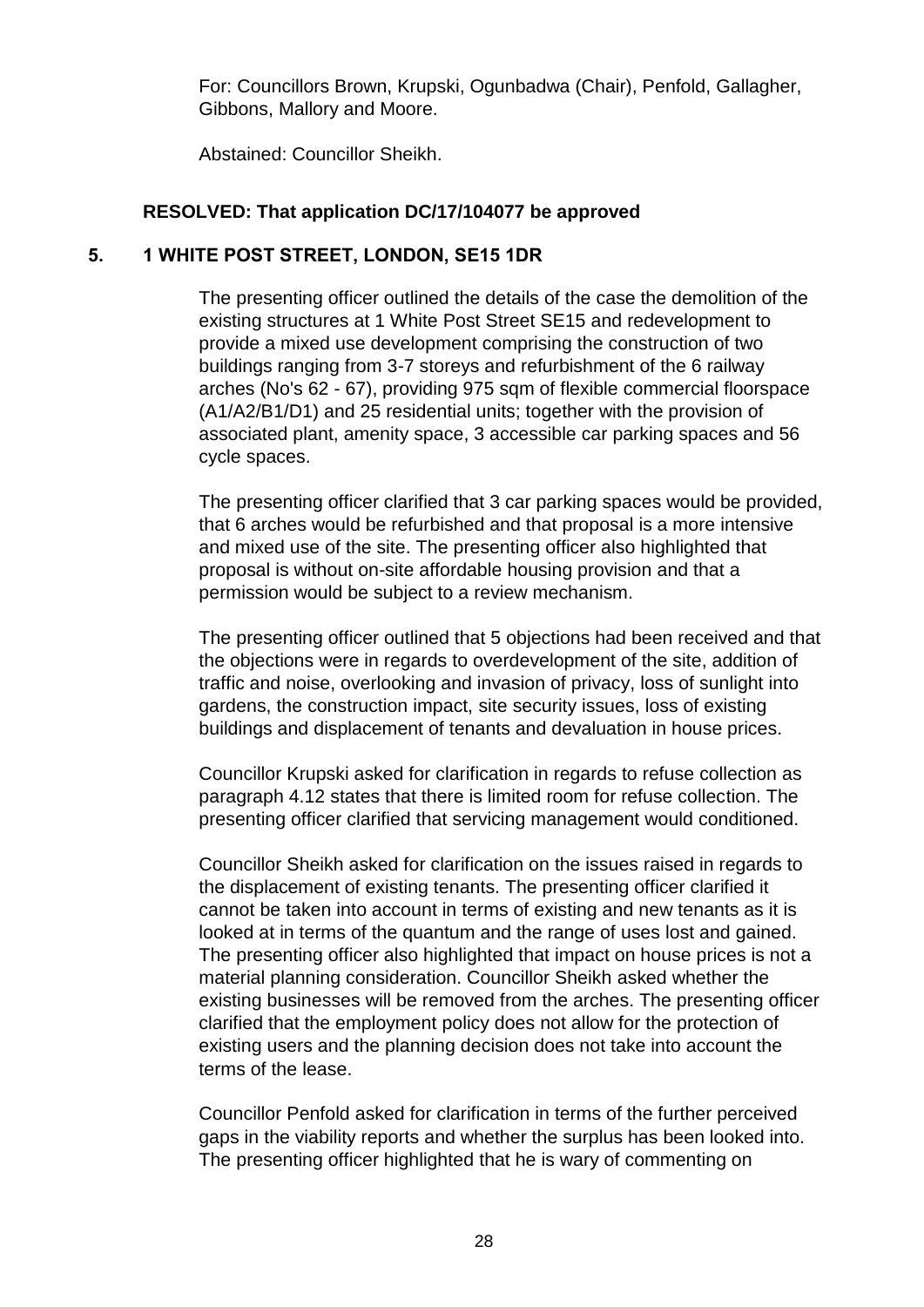For: Councillors Brown, Krupski, Ogunbadwa (Chair), Penfold, Gallagher, Gibbons, Mallory and Moore.

Abstained: Councillor Sheikh.

**RESOLVED: That application DC/17/104077 be approved**

## 5. 1 WHITE POST STREET, LONDON, SE15 1DR

The presenting officer outlined the details of the case the demolition of the existing structures at 1 White Post Street SE15 and redevelopment to provide a mixed use development comprising the construction of two buildings ranging from 3-7 storeys and refurbishment of the 6 railway arches (No's 62 - 67), providing 975 sqm of flexible commercial floorspace (A1/A2/B1/D1) and 25 residential units; together with the provision of associated plant, amenity space, 3 accessible car parking spaces and 56 cycle spaces.

The presenting officer clarified that 3 car parking spaces would be provided, that 6 arches would be refurbished and that proposal is a more intensive and mixed use of the site. The presenting officer also highlighted that proposal is without on-site affordable housing provision and that a permission would be subject to a review mechanism.

The presenting officer outlined that 5 objections had been received and that the objections were in regards to overdevelopment of the site, addition of traffic and noise, overlooking and invasion of privacy, loss of sunlight into gardens, the construction impact, site security issues, loss of existing buildings and displacement of tenants and devaluation in house prices.

Councillor Krupski asked for clarification in regards to refuse collection as paragraph 4.12 states that there is limited room for refuse collection. The presenting officer clarified that servicing management would conditioned.

Councillor Sheikh asked for clarification on the issues raised in regards to the displacement of existing tenants. The presenting officer clarified it cannot be taken into account in terms of existing and new tenants as it is looked at in terms of the quantum and the range of uses lost and gained. The presenting officer also highlighted that impact on house prices is not a material planning consideration. Councillor Sheikh asked whether the existing businesses will be removed from the arches. The presenting officer clarified that the employment policy does not allow for the protection of existing users and the planning decision does not take into account the terms of the lease.

Councillor Penfold asked for clarification in terms of the further perceived gaps in the viability reports and whether the surplus has been looked into. The presenting officer highlighted that he is wary of commenting on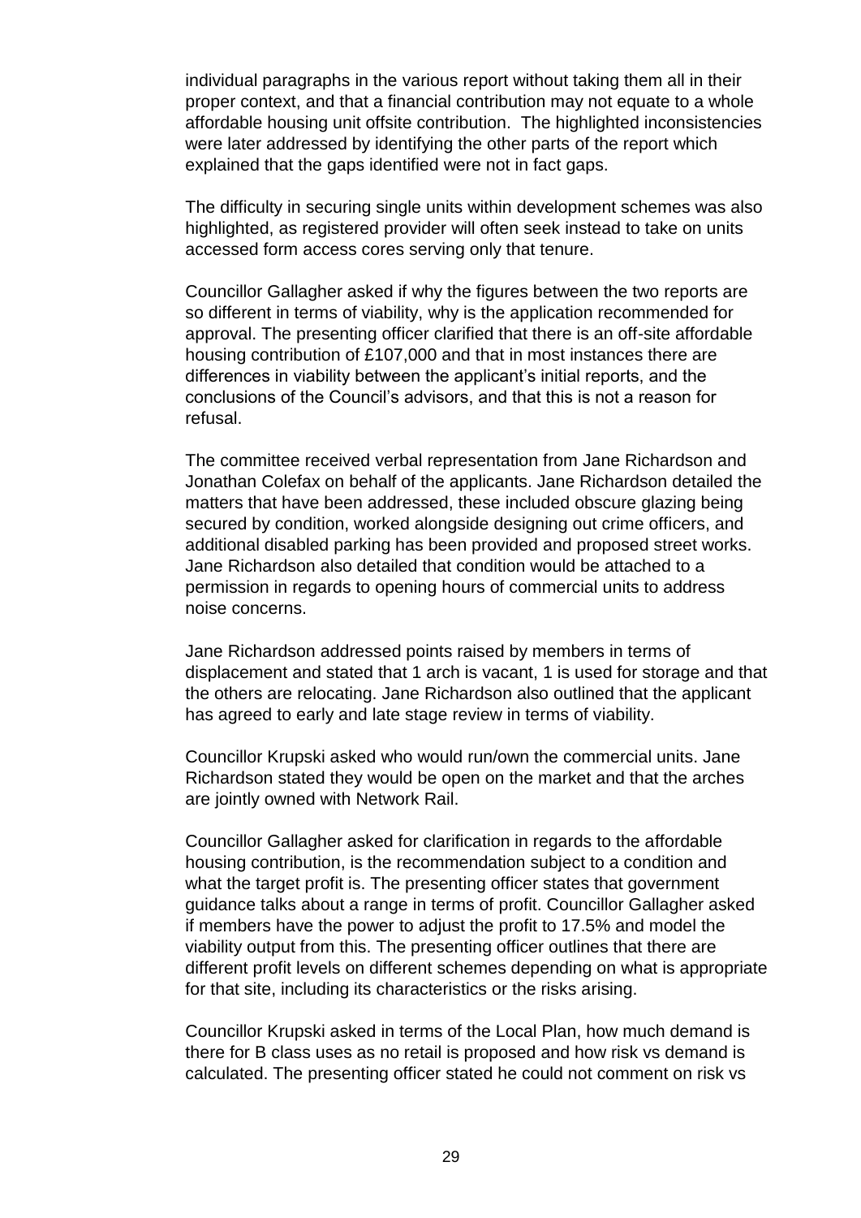individual paragraphs in the various report without taking them all in their proper context, and that a financial contribution may not equate to a whole affordable housing unit offsite contribution. The highlighted inconsistencies were later addressed by identifying the other parts of the report which explained that the gaps identified were not in fact gaps.

The difficulty in securing single units within development schemes was also highlighted, as registered provider will often seek instead to take on units accessed form access cores serving only that tenure.

Councillor Gallagher asked if why the figures between the two reports are so different in terms of viability, why is the application recommended for approval. The presenting officer clarified that there is an off-site affordable housing contribution of £107,000 and that in most instances there are differences in viability between the applicant's initial reports, and the conclusions of the Council's advisors, and that this is not a reason for refusal.

The committee received verbal representation from Jane Richardson and Jonathan Colefax on behalf of the applicants. Jane Richardson detailed the matters that have been addressed, these included obscure glazing being secured by condition, worked alongside designing out crime officers, and additional disabled parking has been provided and proposed street works. Jane Richardson also detailed that condition would be attached to a permission in regards to opening hours of commercial units to address noise concerns.

Jane Richardson addressed points raised by members in terms of displacement and stated that 1 arch is vacant, 1 is used for storage and that the others are relocating. Jane Richardson also outlined that the applicant has agreed to early and late stage review in terms of viability.

Councillor Krupski asked who would run/own the commercial units. Jane Richardson stated they would be open on the market and that the arches are jointly owned with Network Rail.

Councillor Gallagher asked for clarification in regards to the affordable housing contribution, is the recommendation subject to a condition and what the target profit is. The presenting officer states that government guidance talks about a range in terms of profit. Councillor Gallagher asked if members have the power to adjust the profit to 17.5% and model the viability output from this. The presenting officer outlines that there are different profit levels on different schemes depending on what is appropriate for that site, including its characteristics or the risks arising.

Councillor Krupski asked in terms of the Local Plan, how much demand is there for B class uses as no retail is proposed and how risk vs demand is calculated. The presenting officer stated he could not comment on risk vs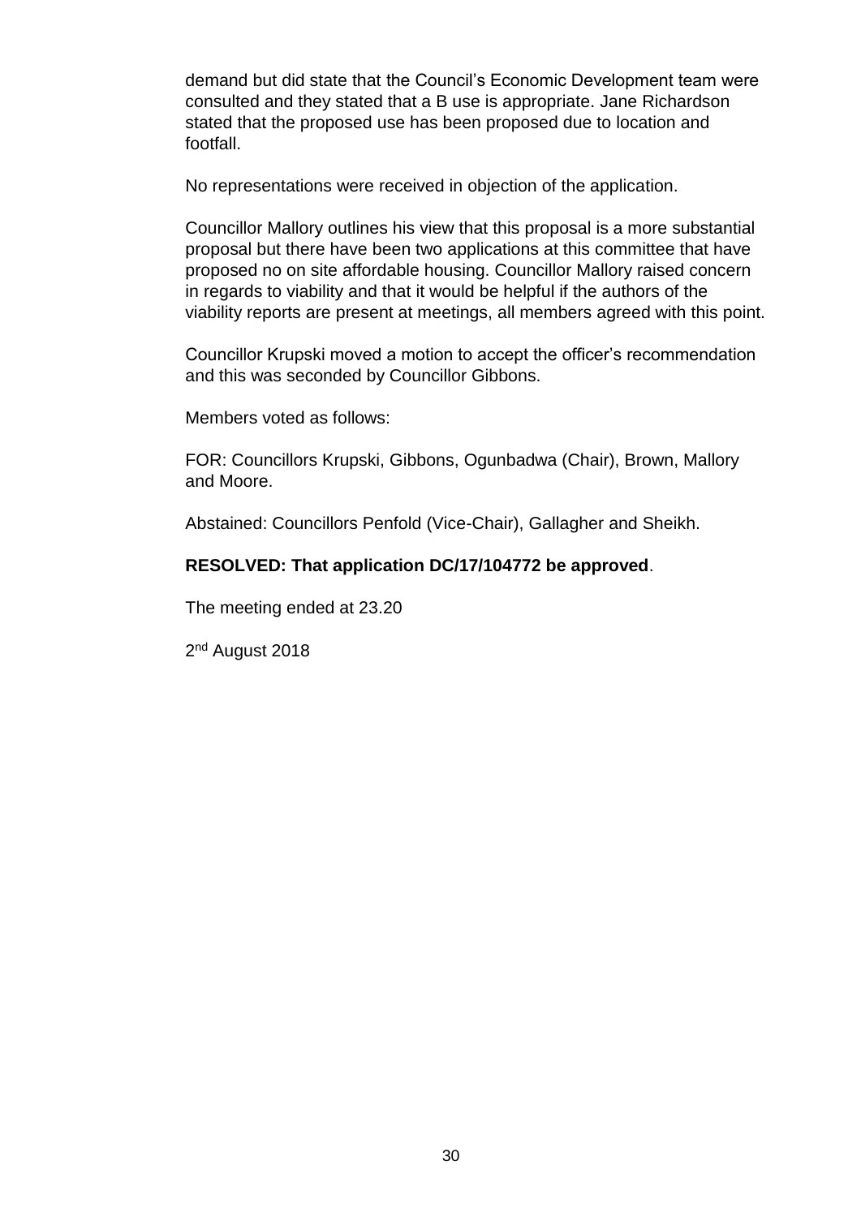demand but did state that the Council's Economic Development team were consulted and they stated that a B use is appropriate. Jane Richardson stated that the proposed use has been proposed due to location and footfall.

No representations were received in objection of the application.

Councillor Mallory outlines his view that this proposal is a more substantial proposal but there have been two applications at this committee that have proposed no on site affordable housing. Councillor Mallory raised concern in regards to viability and that it would be helpful if the authors of the viability reports are present at meetings, all members agreed with this point.

Councillor Krupski moved a motion to accept the officer's recommendation and this was seconded by Councillor Gibbons.

Members voted as follows:

FOR: Councillors Krupski, Gibbons, Ogunbadwa (Chair), Brown, Mallory and Moore.

Abstained: Councillors Penfold (Vice-Chair), Gallagher and Sheikh.

**RESOLVED: That application DC/17/104772 be approved**.

The meeting ended at 23.20

2nd August 2018